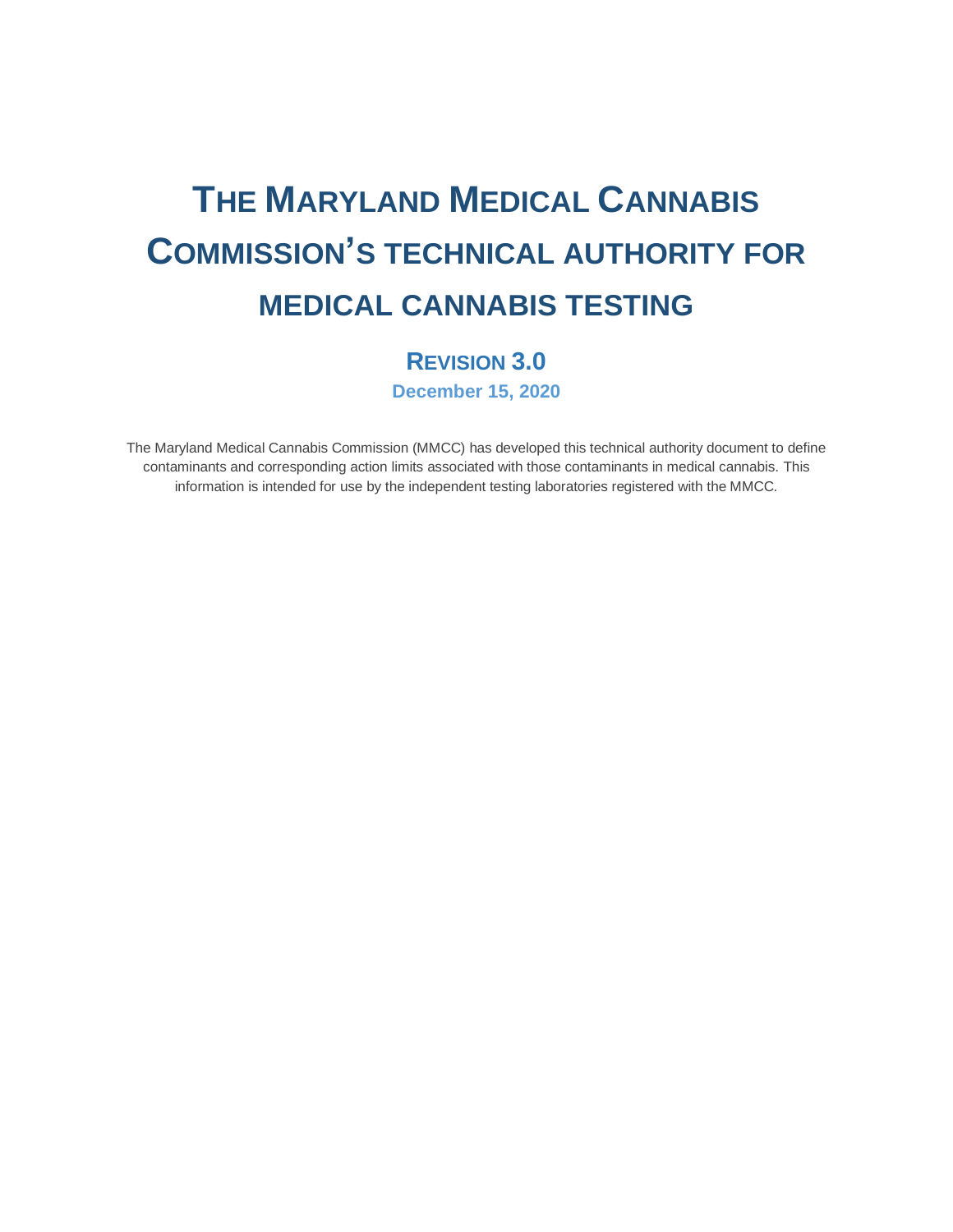# The Maryland Medical Cannabis Commission's technical authority for medical cannabis testing

## Revision 3.0

**December 15, 2020**

The Maryland Medical Cannabis Commission (MMCC) has developed this technical authority document to define contaminants and corresponding action limits associated with those contaminants in medical cannabis. This information is intended for use by the independent testing laboratories registered with the MMCC.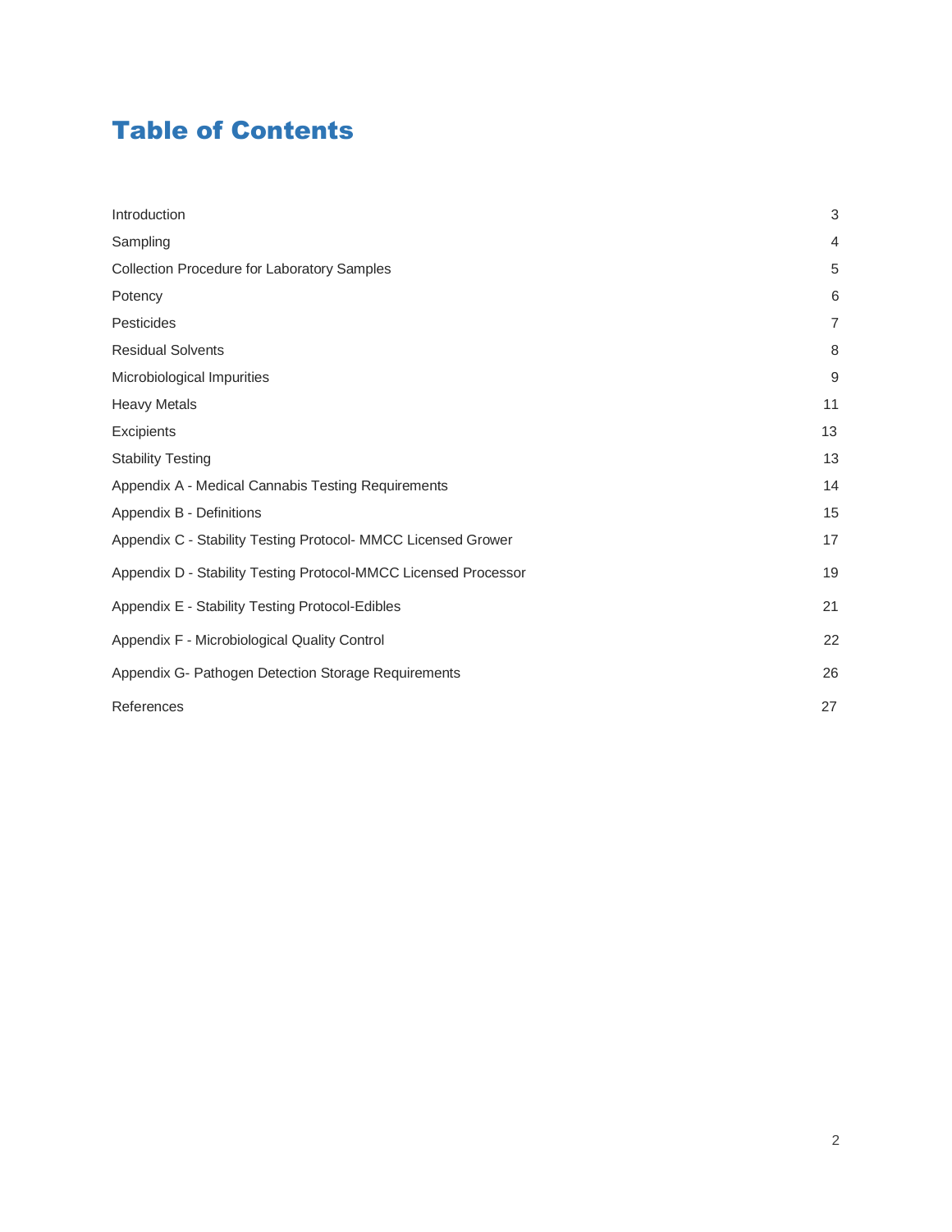# Table of Contents

| | |
|---|---|
| Introduction | 3 |
| Sampling | 4 |
| Collection Procedure for Laboratory Samples | 5 |
| Potency | 6 |
| Pesticides | 7 |
| Residual Solvents | 8 |
| Microbiological Impurities | 9 |
| Heavy Metals | 11 |
| Excipients | 13 |
| Stability Testing | 13 |
| Appendix A - Medical Cannabis Testing Requirements | 14 |
| Appendix B - Definitions | 15 |
| Appendix C - Stability Testing Protocol- MMCC Licensed Grower | 17 |
| Appendix D - Stability Testing Protocol-MMCC Licensed Processor | 19 |
| Appendix E - Stability Testing Protocol-Edibles | 21 |
| Appendix F - Microbiological Quality Control | 22 |
| Appendix G- Pathogen Detection Storage Requirements | 26 |
| References | 27 |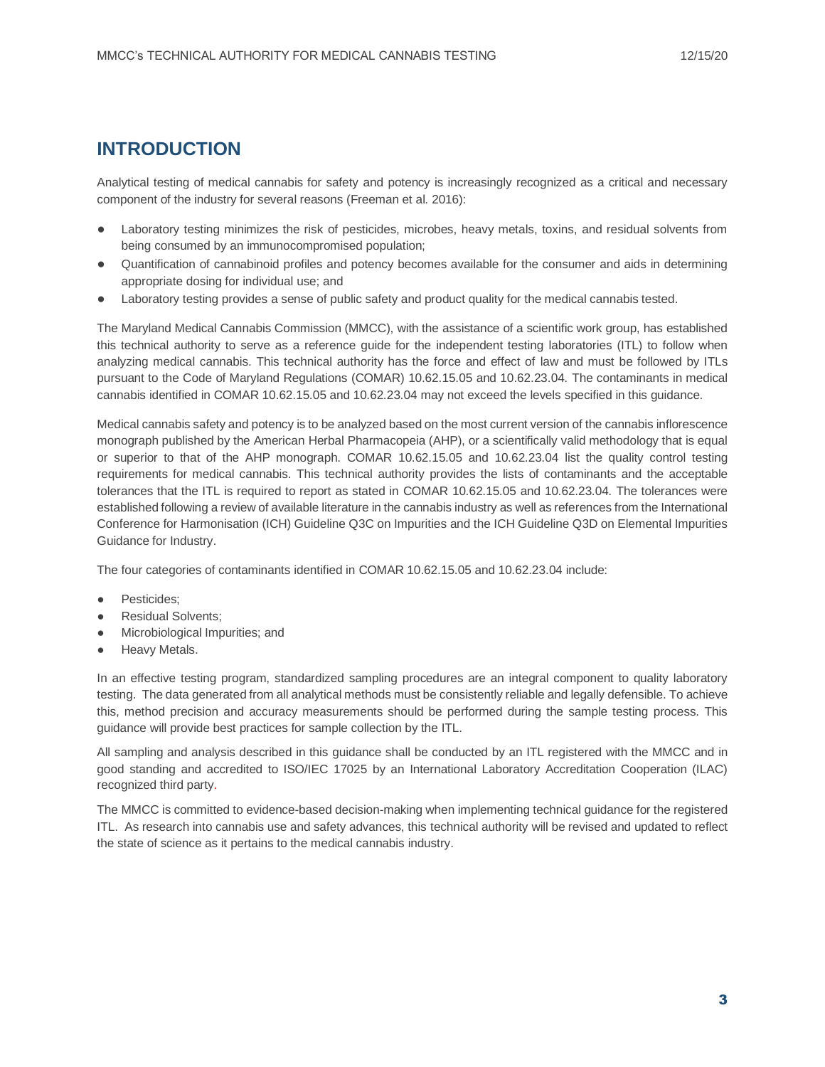## INTRODUCTION

Analytical testing of medical cannabis for safety and potency is increasingly recognized as a critical and necessary component of the industry for several reasons (Freeman et al. 2016):

- Laboratory testing minimizes the risk of pesticides, microbes, heavy metals, toxins, and residual solvents from being consumed by an immunocompromised population;
- Quantification of cannabinoid profiles and potency becomes available for the consumer and aids in determining appropriate dosing for individual use; and
- Laboratory testing provides a sense of public safety and product quality for the medical cannabis tested.

The Maryland Medical Cannabis Commission (MMCC), with the assistance of a scientific work group, has established this technical authority to serve as a reference guide for the independent testing laboratories (ITL) to follow when analyzing medical cannabis. This technical authority has the force and effect of law and must be followed by ITLs pursuant to the Code of Maryland Regulations (COMAR) 10.62.15.05 and 10.62.23.04. The contaminants in medical cannabis identified in COMAR 10.62.15.05 and 10.62.23.04 may not exceed the levels specified in this guidance.

Medical cannabis safety and potency is to be analyzed based on the most current version of the cannabis inflorescence monograph published by the American Herbal Pharmacopeia (AHP), or a scientifically valid methodology that is equal or superior to that of the AHP monograph. COMAR 10.62.15.05 and 10.62.23.04 list the quality control testing requirements for medical cannabis. This technical authority provides the lists of contaminants and the acceptable tolerances that the ITL is required to report as stated in COMAR 10.62.15.05 and 10.62.23.04. The tolerances were established following a review of available literature in the cannabis industry as well as references from the International Conference for Harmonisation (ICH) Guideline Q3C on Impurities and the ICH Guideline Q3D on Elemental Impurities Guidance for Industry.

The four categories of contaminants identified in COMAR 10.62.15.05 and 10.62.23.04 include:

- Pesticides;
- Residual Solvents;
- Microbiological Impurities; and
- Heavy Metals.

In an effective testing program, standardized sampling procedures are an integral component to quality laboratory testing. The data generated from all analytical methods must be consistently reliable and legally defensible. To achieve this, method precision and accuracy measurements should be performed during the sample testing process. This guidance will provide best practices for sample collection by the ITL.

All sampling and analysis described in this guidance shall be conducted by an ITL registered with the MMCC and in good standing and accredited to ISO/IEC 17025 by an International Laboratory Accreditation Cooperation (ILAC) recognized third party.

The MMCC is committed to evidence-based decision-making when implementing technical guidance for the registered ITL. As research into cannabis use and safety advances, this technical authority will be revised and updated to reflect the state of science as it pertains to the medical cannabis industry.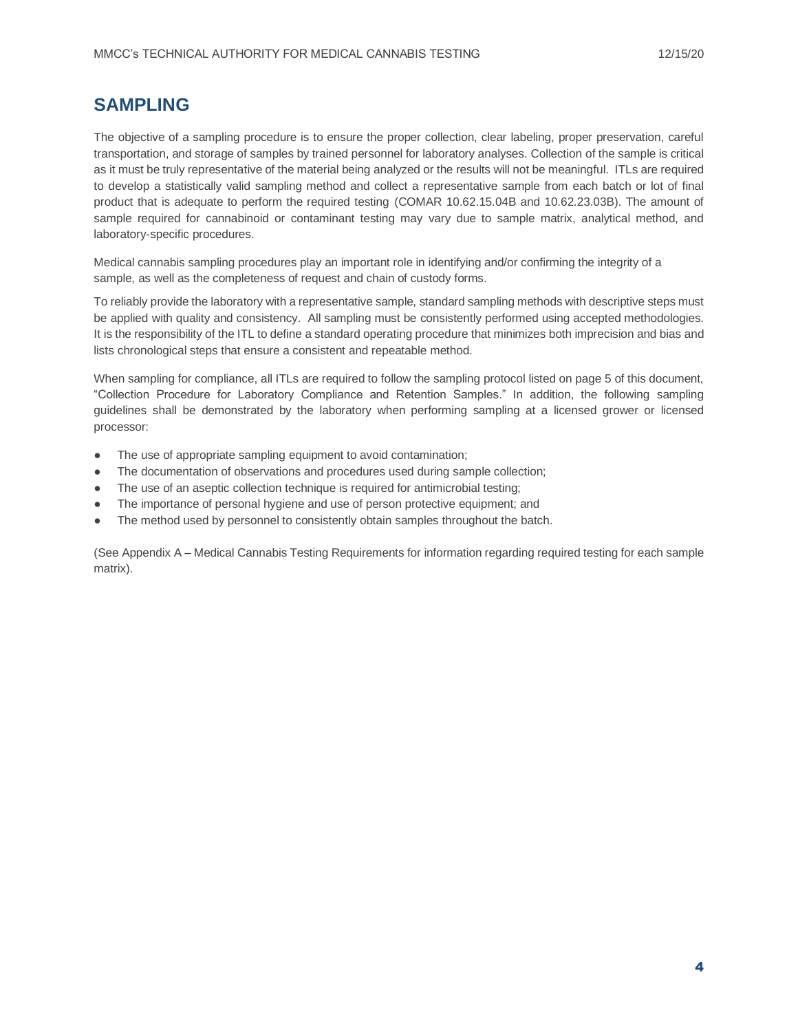## SAMPLING

The objective of a sampling procedure is to ensure the proper collection, clear labeling, proper preservation, careful transportation, and storage of samples by trained personnel for laboratory analyses. Collection of the sample is critical as it must be truly representative of the material being analyzed or the results will not be meaningful. ITLs are required to develop a statistically valid sampling method and collect a representative sample from each batch or lot of final product that is adequate to perform the required testing (COMAR 10.62.15.04B and 10.62.23.03B). The amount of sample required for cannabinoid or contaminant testing may vary due to sample matrix, analytical method, and laboratory-specific procedures.

Medical cannabis sampling procedures play an important role in identifying and/or confirming the integrity of a sample, as well as the completeness of request and chain of custody forms.

To reliably provide the laboratory with a representative sample, standard sampling methods with descriptive steps must be applied with quality and consistency. All sampling must be consistently performed using accepted methodologies. It is the responsibility of the ITL to define a standard operating procedure that minimizes both imprecision and bias and lists chronological steps that ensure a consistent and repeatable method.

When sampling for compliance, all ITLs are required to follow the sampling protocol listed on page 5 of this document, "Collection Procedure for Laboratory Compliance and Retention Samples." In addition, the following sampling guidelines shall be demonstrated by the laboratory when performing sampling at a licensed grower or licensed processor:

- The use of appropriate sampling equipment to avoid contamination;
- The documentation of observations and procedures used during sample collection;
- The use of an aseptic collection technique is required for antimicrobial testing;
- The importance of personal hygiene and use of person protective equipment; and
- The method used by personnel to consistently obtain samples throughout the batch.

(See Appendix A – Medical Cannabis Testing Requirements for information regarding required testing for each sample matrix).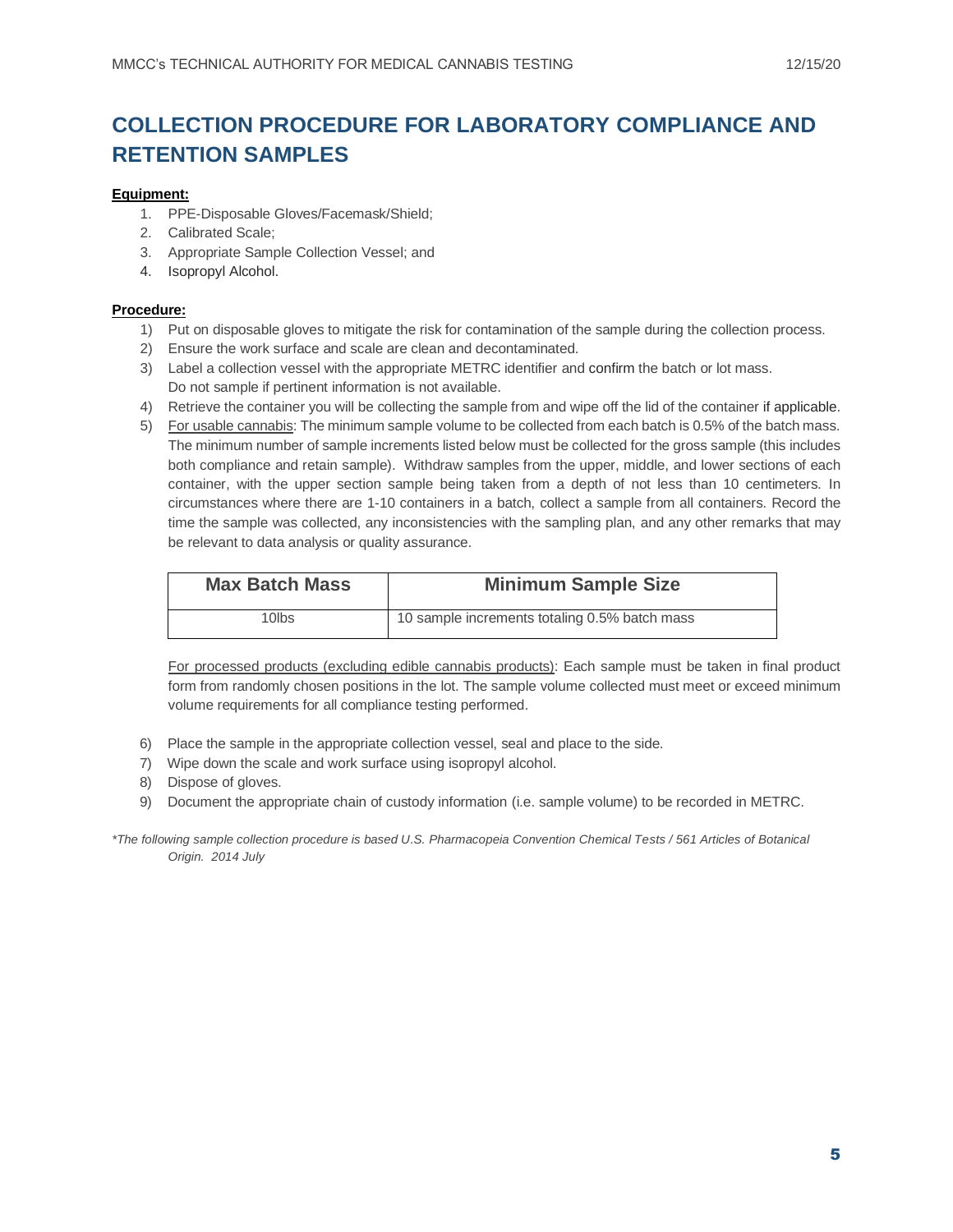# COLLECTION PROCEDURE FOR LABORATORY COMPLIANCE AND RETENTION SAMPLES

**Equipment:**

1. PPE-Disposable Gloves/Facemask/Shield;
2. Calibrated Scale;
3. Appropriate Sample Collection Vessel; and
4. Isopropyl Alcohol.

**Procedure:**

1) Put on disposable gloves to mitigate the risk for contamination of the sample during the collection process.
2) Ensure the work surface and scale are clean and decontaminated.
3) Label a collection vessel with the appropriate METRC identifier and confirm the batch or lot mass. Do not sample if pertinent information is not available.
4) Retrieve the container you will be collecting the sample from and wipe off the lid of the container if applicable.
5) For usable cannabis: The minimum sample volume to be collected from each batch is 0.5% of the batch mass. The minimum number of sample increments listed below must be collected for the gross sample (this includes both compliance and retain sample). Withdraw samples from the upper, middle, and lower sections of each container, with the upper section sample being taken from a depth of not less than 10 centimeters. In circumstances where there are 1-10 containers in a batch, collect a sample from all containers. Record the time the sample was collected, any inconsistencies with the sampling plan, and any other remarks that may be relevant to data analysis or quality assurance.

   | Max Batch Mass | Minimum Sample Size |
   | --- | --- |
   | 10lbs | 10 sample increments totaling 0.5% batch mass |

   For processed products (excluding edible cannabis products): Each sample must be taken in final product form from randomly chosen positions in the lot. The sample volume collected must meet or exceed minimum volume requirements for all compliance testing performed.

6) Place the sample in the appropriate collection vessel, seal and place to the side.
7) Wipe down the scale and work surface using isopropyl alcohol.
8) Dispose of gloves.
9) Document the appropriate chain of custody information (i.e. sample volume) to be recorded in METRC.

*\*The following sample collection procedure is based U.S. Pharmacopeia Convention Chemical Tests / 561 Articles of Botanical Origin. 2014 July*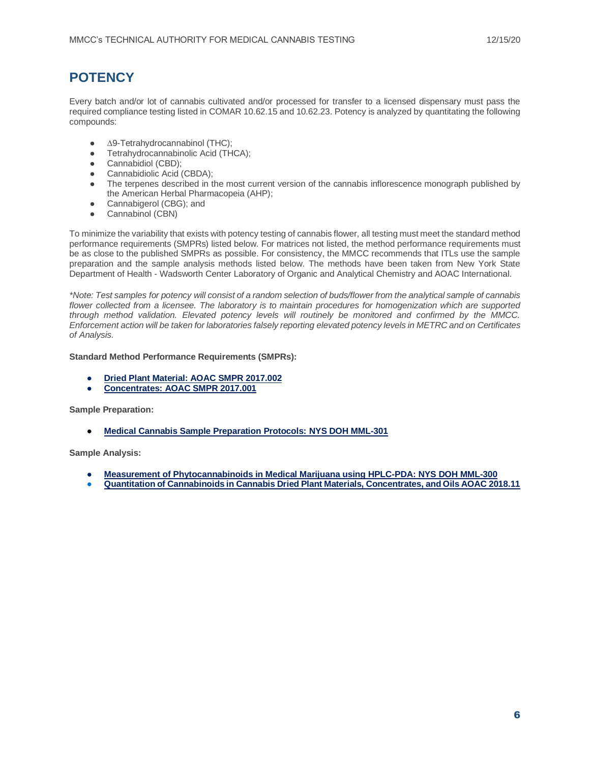# POTENCY

Every batch and/or lot of cannabis cultivated and/or processed for transfer to a licensed dispensary must pass the required compliance testing listed in COMAR 10.62.15 and 10.62.23. Potency is analyzed by quantitating the following compounds:

- ∆9-Tetrahydrocannabinol (THC);
- Tetrahydrocannabinolic Acid (THCA);
- Cannabidiol (CBD);
- Cannabidiolic Acid (CBDA);
- The terpenes described in the most current version of the cannabis inflorescence monograph published by the American Herbal Pharmacopeia (AHP);
- Cannabigerol (CBG); and
- Cannabinol (CBN)

To minimize the variability that exists with potency testing of cannabis flower, all testing must meet the standard method performance requirements (SMPRs) listed below. For matrices not listed, the method performance requirements must be as close to the published SMPRs as possible. For consistency, the MMCC recommends that ITLs use the sample preparation and the sample analysis methods listed below. The methods have been taken from New York State Department of Health - Wadsworth Center Laboratory of Organic and Analytical Chemistry and AOAC International.

*\*Note: Test samples for potency will consist of a random selection of buds/flower from the analytical sample of cannabis flower collected from a licensee. The laboratory is to maintain procedures for homogenization which are supported through method validation. Elevated potency levels will routinely be monitored and confirmed by the MMCC. Enforcement action will be taken for laboratories falsely reporting elevated potency levels in METRC and on Certificates of Analysis.*

**Standard Method Performance Requirements (SMPRs):**

- **Dried Plant Material: AOAC SMPR 2017.002**
- **Concentrates: AOAC SMPR 2017.001**

**Sample Preparation:**

- **Medical Cannabis Sample Preparation Protocols: NYS DOH MML-301**

**Sample Analysis:**

- **Measurement of Phytocannabinoids in Medical Marijuana using HPLC-PDA: NYS DOH MML-300**
- **Quantitation of Cannabinoids in Cannabis Dried Plant Materials, Concentrates, and Oils AOAC 2018.11**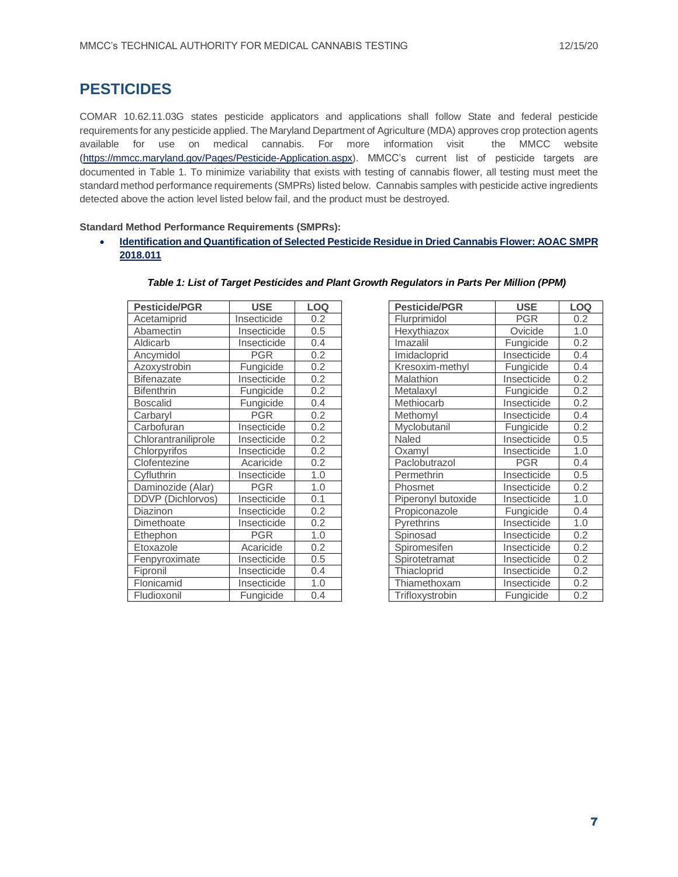# PESTICIDES

COMAR 10.62.11.03G states pesticide applicators and applications shall follow State and federal pesticide requirements for any pesticide applied. The Maryland Department of Agriculture (MDA) approves crop protection agents available for use on medical cannabis. For more information visit the MMCC website (https://mmcc.maryland.gov/Pages/Pesticide-Application.aspx). MMCC's current list of pesticide targets are documented in Table 1. To minimize variability that exists with testing of cannabis flower, all testing must meet the standard method performance requirements (SMPRs) listed below. Cannabis samples with pesticide active ingredients detected above the action level listed below fail, and the product must be destroyed.

**Standard Method Performance Requirements (SMPRs):**

- **Identification and Quantification of Selected Pesticide Residue in Dried Cannabis Flower: AOAC SMPR 2018.011**

***Table 1: List of Target Pesticides and Plant Growth Regulators in Parts Per Million (PPM)***

| Pesticide/PGR | USE | LOQ |
|---|---|---|
| Acetamiprid | Insecticide | 0.2 |
| Abamectin | Insecticide | 0.5 |
| Aldicarb | Insecticide | 0.4 |
| Ancymidol | PGR | 0.2 |
| Azoxystrobin | Fungicide | 0.2 |
| Bifenazate | Insecticide | 0.2 |
| Bifenthrin | Fungicide | 0.2 |
| Boscalid | Fungicide | 0.4 |
| Carbaryl | PGR | 0.2 |
| Carbofuran | Insecticide | 0.2 |
| Chlorantraniliprole | Insecticide | 0.2 |
| Chlorpyrifos | Insecticide | 0.2 |
| Clofentezine | Acaricide | 0.2 |
| Cyfluthrin | Insecticide | 1.0 |
| Daminozide (Alar) | PGR | 1.0 |
| DDVP (Dichlorvos) | Insecticide | 0.1 |
| Diazinon | Insecticide | 0.2 |
| Dimethoate | Insecticide | 0.2 |
| Ethephon | PGR | 1.0 |
| Etoxazole | Acaricide | 0.2 |
| Fenpyroximate | Insecticide | 0.5 |
| Fipronil | Insecticide | 0.4 |
| Flonicamid | Insecticide | 1.0 |
| Fludioxonil | Fungicide | 0.4 |
| Flurprimidol | PGR | 0.2 |
| Hexythiazox | Ovicide | 1.0 |
| Imazalil | Fungicide | 0.2 |
| Imidacloprid | Insecticide | 0.4 |
| Kresoxim-methyl | Fungicide | 0.4 |
| Malathion | Insecticide | 0.2 |
| Metalaxyl | Fungicide | 0.2 |
| Methiocarb | Insecticide | 0.2 |
| Methomyl | Insecticide | 0.4 |
| Myclobutanil | Fungicide | 0.2 |
| Naled | Insecticide | 0.5 |
| Oxamyl | Insecticide | 1.0 |
| Paclobutrazol | PGR | 0.4 |
| Permethrin | Insecticide | 0.5 |
| Phosmet | Insecticide | 0.2 |
| Piperonyl butoxide | Insecticide | 1.0 |
| Propiconazole | Fungicide | 0.4 |
| Pyrethrins | Insecticide | 1.0 |
| Spinosad | Insecticide | 0.2 |
| Spiromesifen | Insecticide | 0.2 |
| Spirotetramat | Insecticide | 0.2 |
| Thiacloprid | Insecticide | 0.2 |
| Thiamethoxam | Insecticide | 0.2 |
| Trifloxystrobin | Fungicide | 0.2 |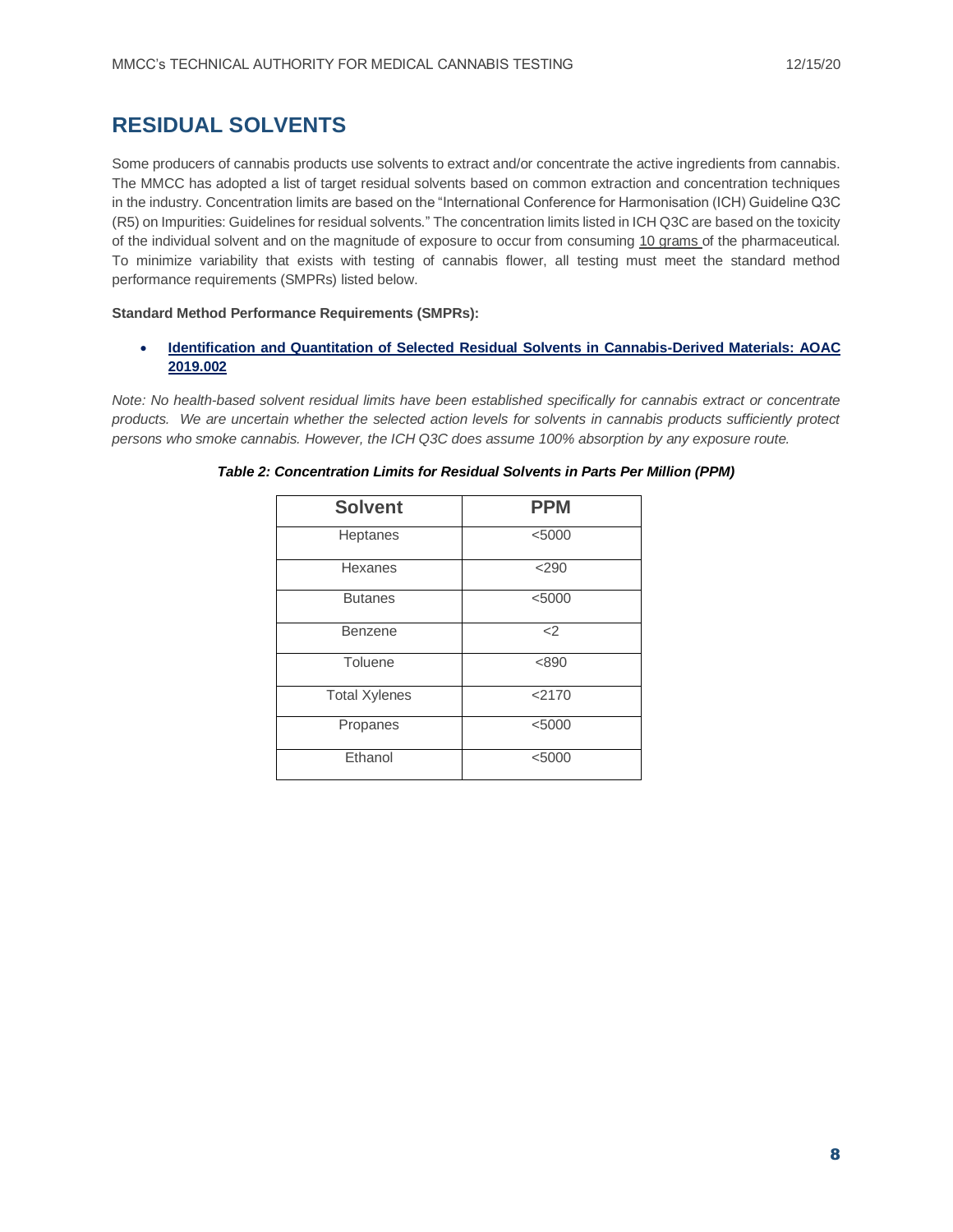## RESIDUAL SOLVENTS

Some producers of cannabis products use solvents to extract and/or concentrate the active ingredients from cannabis. The MMCC has adopted a list of target residual solvents based on common extraction and concentration techniques in the industry. Concentration limits are based on the "International Conference for Harmonisation (ICH) Guideline Q3C (R5) on Impurities: Guidelines for residual solvents." The concentration limits listed in ICH Q3C are based on the toxicity of the individual solvent and on the magnitude of exposure to occur from consuming 10 grams of the pharmaceutical. To minimize variability that exists with testing of cannabis flower, all testing must meet the standard method performance requirements (SMPRs) listed below.

**Standard Method Performance Requirements (SMPRs):**

- **Identification and Quantitation of Selected Residual Solvents in Cannabis-Derived Materials: AOAC 2019.002**

*Note: No health-based solvent residual limits have been established specifically for cannabis extract or concentrate products. We are uncertain whether the selected action levels for solvents in cannabis products sufficiently protect persons who smoke cannabis. However, the ICH Q3C does assume 100% absorption by any exposure route.*

***Table 2: Concentration Limits for Residual Solvents in Parts Per Million (PPM)***

| Solvent | PPM |
|---|---|
| Heptanes | <5000 |
| Hexanes | <290 |
| Butanes | <5000 |
| Benzene | <2 |
| Toluene | <890 |
| Total Xylenes | <2170 |
| Propanes | <5000 |
| Ethanol | <5000 |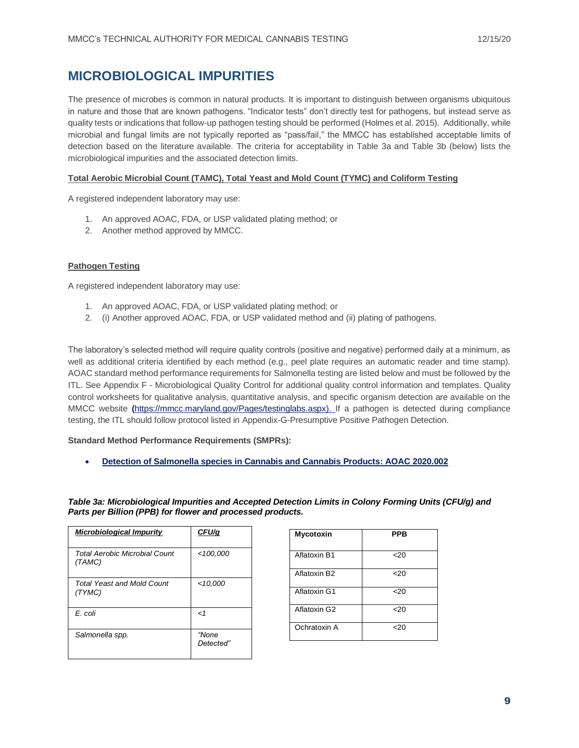## MICROBIOLOGICAL IMPURITIES

The presence of microbes is common in natural products. It is important to distinguish between organisms ubiquitous in nature and those that are known pathogens. "Indicator tests" don't directly test for pathogens, but instead serve as quality tests or indications that follow-up pathogen testing should be performed (Holmes et al. 2015). Additionally, while microbial and fungal limits are not typically reported as "pass/fail," the MMCC has established acceptable limits of detection based on the literature available. The criteria for acceptability in Table 3a and Table 3b (below) lists the microbiological impurities and the associated detection limits.

**Total Aerobic Microbial Count (TAMC), Total Yeast and Mold Count (TYMC) and Coliform Testing**

A registered independent laboratory may use:

1. An approved AOAC, FDA, or USP validated plating method; or
2. Another method approved by MMCC.

**Pathogen Testing**

A registered independent laboratory may use:

1. An approved AOAC, FDA, or USP validated plating method; or
2. (i) Another approved AOAC, FDA, or USP validated method and (ii) plating of pathogens.

The laboratory's selected method will require quality controls (positive and negative) performed daily at a minimum, as well as additional criteria identified by each method (e.g., peel plate requires an automatic reader and time stamp). AOAC standard method performance requirements for Salmonella testing are listed below and must be followed by the ITL. See Appendix F - Microbiological Quality Control for additional quality control information and templates. Quality control worksheets for qualitative analysis, quantitative analysis, and specific organism detection are available on the MMCC website (https://mmcc.maryland.gov/Pages/testinglabs.aspx). If a pathogen is detected during compliance testing, the ITL should follow protocol listed in Appendix-G-Presumptive Positive Pathogen Detection.

**Standard Method Performance Requirements (SMPRs):**

- **Detection of Salmonella species in Cannabis and Cannabis Products: AOAC 2020.002**

***Table 3a: Microbiological Impurities and Accepted Detection Limits in Colony Forming Units (CFU/g) and Parts per Billion (PPB) for flower and processed products.***

| ***Microbiological Impurity*** | ***CFU/g*** |
|---|---|
| *Total Aerobic Microbial Count (TAMC)* | *<100,000* |
| *Total Yeast and Mold Count (TYMC)* | *<10,000* |
| *E. coli* | *<1* |
| *Salmonella spp.* | *"None Detected"* |

| **Mycotoxin** | **PPB** |
|---|---|
| Aflatoxin B1 | <20 |
| Aflatoxin B2 | <20 |
| Aflatoxin G1 | <20 |
| Aflatoxin G2 | <20 |
| Ochratoxin A | <20 |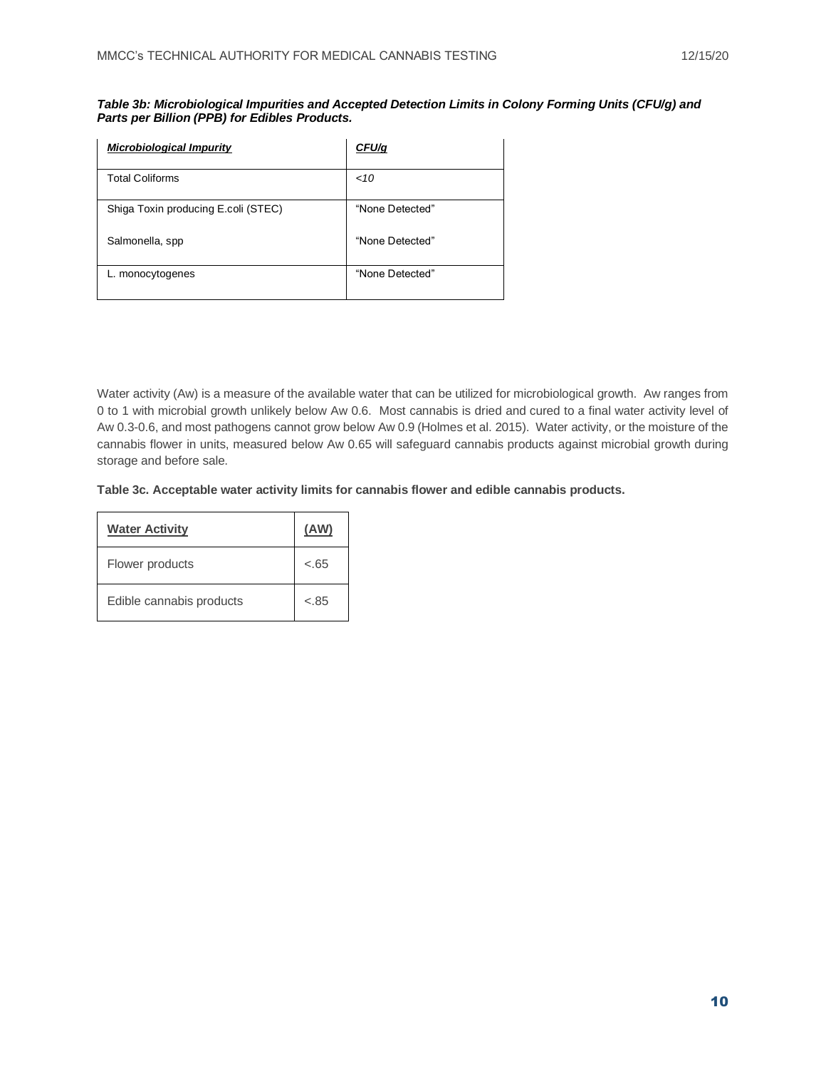***Table 3b: Microbiological Impurities and Accepted Detection Limits in Colony Forming Units (CFU/g) and Parts per Billion (PPB) for Edibles Products.***

| ***Microbiological Impurity*** | ***CFU/g*** |
|---|---|
| Total Coliforms | *<10* |
| Shiga Toxin producing E.coli (STEC) | "None Detected" |
| Salmonella, spp | "None Detected" |
| L. monocytogenes | "None Detected" |

Water activity (Aw) is a measure of the available water that can be utilized for microbiological growth. Aw ranges from 0 to 1 with microbial growth unlikely below Aw 0.6. Most cannabis is dried and cured to a final water activity level of Aw 0.3-0.6, and most pathogens cannot grow below Aw 0.9 (Holmes et al. 2015). Water activity, or the moisture of the cannabis flower in units, measured below Aw 0.65 will safeguard cannabis products against microbial growth during storage and before sale.

**Table 3c. Acceptable water activity limits for cannabis flower and edible cannabis products.**

| **Water Activity** | **(AW)** |
|---|---|
| Flower products | <.65 |
| Edible cannabis products | <.85 |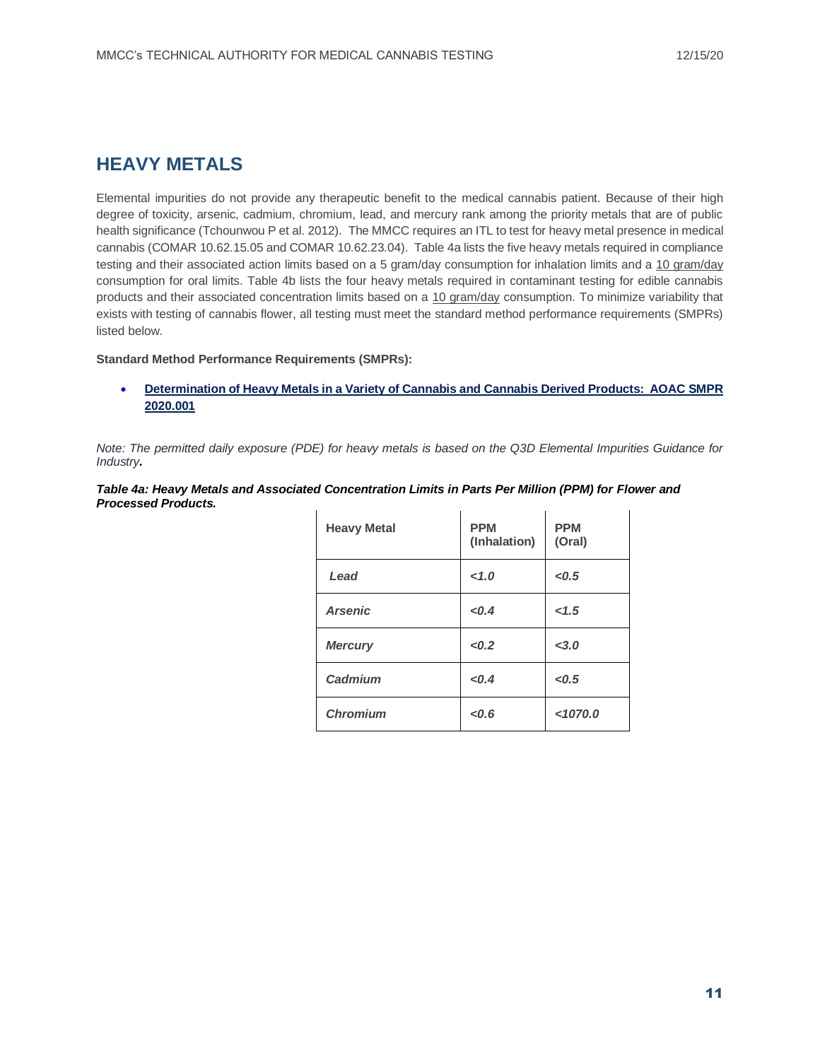## HEAVY METALS

Elemental impurities do not provide any therapeutic benefit to the medical cannabis patient. Because of their high degree of toxicity, arsenic, cadmium, chromium, lead, and mercury rank among the priority metals that are of public health significance (Tchounwou P et al. 2012). The MMCC requires an ITL to test for heavy metal presence in medical cannabis (COMAR 10.62.15.05 and COMAR 10.62.23.04). Table 4a lists the five heavy metals required in compliance testing and their associated action limits based on a 5 gram/day consumption for inhalation limits and a 10 gram/day consumption for oral limits. Table 4b lists the four heavy metals required in contaminant testing for edible cannabis products and their associated concentration limits based on a 10 gram/day consumption. To minimize variability that exists with testing of cannabis flower, all testing must meet the standard method performance requirements (SMPRs) listed below.

**Standard Method Performance Requirements (SMPRs):**

- **Determination of Heavy Metals in a Variety of Cannabis and Cannabis Derived Products: AOAC SMPR 2020.001**

*Note: The permitted daily exposure (PDE) for heavy metals is based on the Q3D Elemental Impurities Guidance for Industry.*

***Table 4a: Heavy Metals and Associated Concentration Limits in Parts Per Million (PPM) for Flower and Processed Products.***

| Heavy Metal | PPM (Inhalation) | PPM (Oral) |
|---|---|---|
| *Lead* | *<1.0* | *<0.5* |
| *Arsenic* | *<0.4* | *<1.5* |
| *Mercury* | *<0.2* | *<3.0* |
| *Cadmium* | *<0.4* | *<0.5* |
| *Chromium* | *<0.6* | *<1070.0* |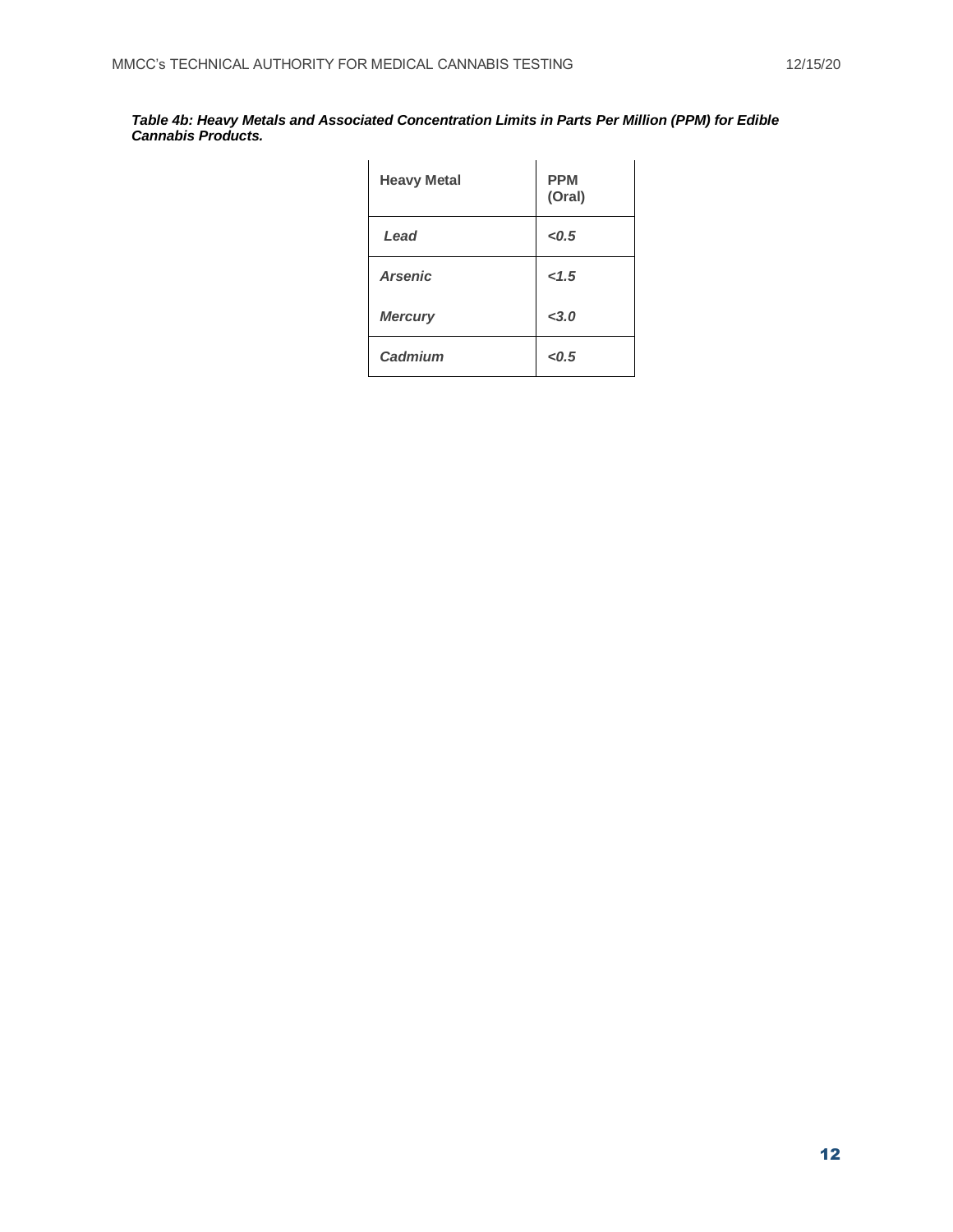***Table 4b: Heavy Metals and Associated Concentration Limits in Parts Per Million (PPM) for Edible Cannabis Products.***

| Heavy Metal | PPM (Oral) |
|---|---|
| ***Lead*** | ***<0.5*** |
| ***Arsenic*** | ***<1.5*** |
| ***Mercury*** | ***<3.0*** |
| ***Cadmium*** | ***<0.5*** |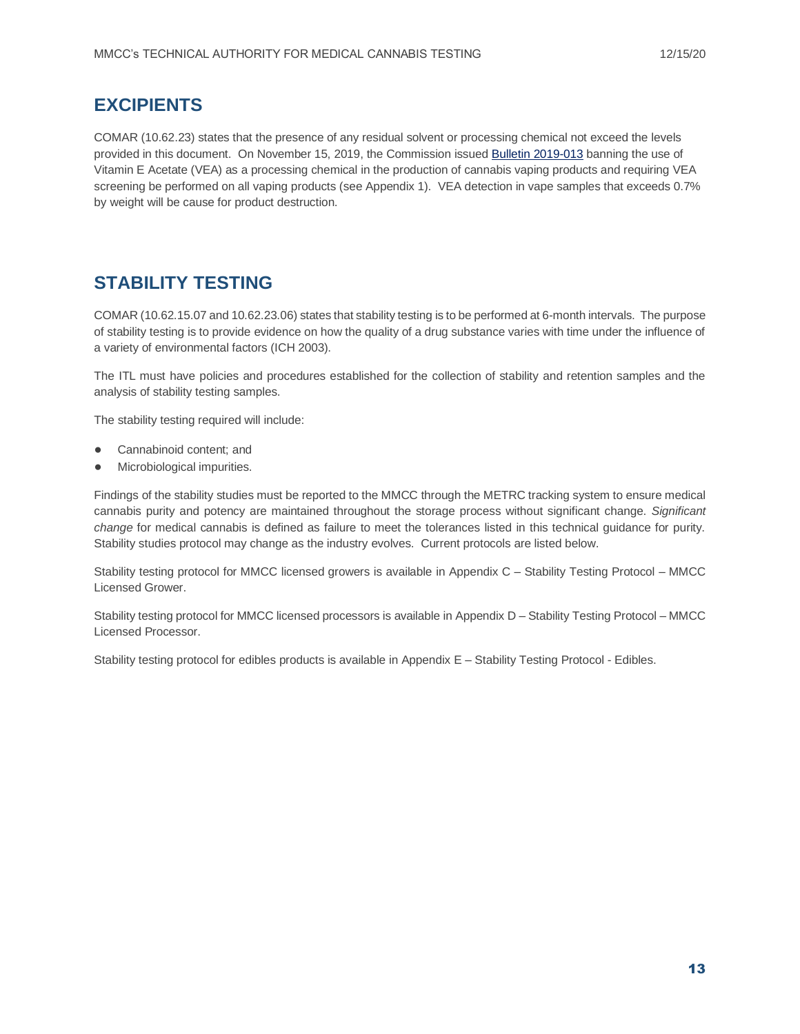## EXCIPIENTS

COMAR (10.62.23) states that the presence of any residual solvent or processing chemical not exceed the levels provided in this document. On November 15, 2019, the Commission issued Bulletin 2019-013 banning the use of Vitamin E Acetate (VEA) as a processing chemical in the production of cannabis vaping products and requiring VEA screening be performed on all vaping products (see Appendix 1). VEA detection in vape samples that exceeds 0.7% by weight will be cause for product destruction.

## STABILITY TESTING

COMAR (10.62.15.07 and 10.62.23.06) states that stability testing is to be performed at 6-month intervals. The purpose of stability testing is to provide evidence on how the quality of a drug substance varies with time under the influence of a variety of environmental factors (ICH 2003).

The ITL must have policies and procedures established for the collection of stability and retention samples and the analysis of stability testing samples.

The stability testing required will include:

- Cannabinoid content; and
- Microbiological impurities.

Findings of the stability studies must be reported to the MMCC through the METRC tracking system to ensure medical cannabis purity and potency are maintained throughout the storage process without significant change. *Significant change* for medical cannabis is defined as failure to meet the tolerances listed in this technical guidance for purity. Stability studies protocol may change as the industry evolves. Current protocols are listed below.

Stability testing protocol for MMCC licensed growers is available in Appendix C – Stability Testing Protocol – MMCC Licensed Grower.

Stability testing protocol for MMCC licensed processors is available in Appendix D – Stability Testing Protocol – MMCC Licensed Processor.

Stability testing protocol for edibles products is available in Appendix E – Stability Testing Protocol - Edibles.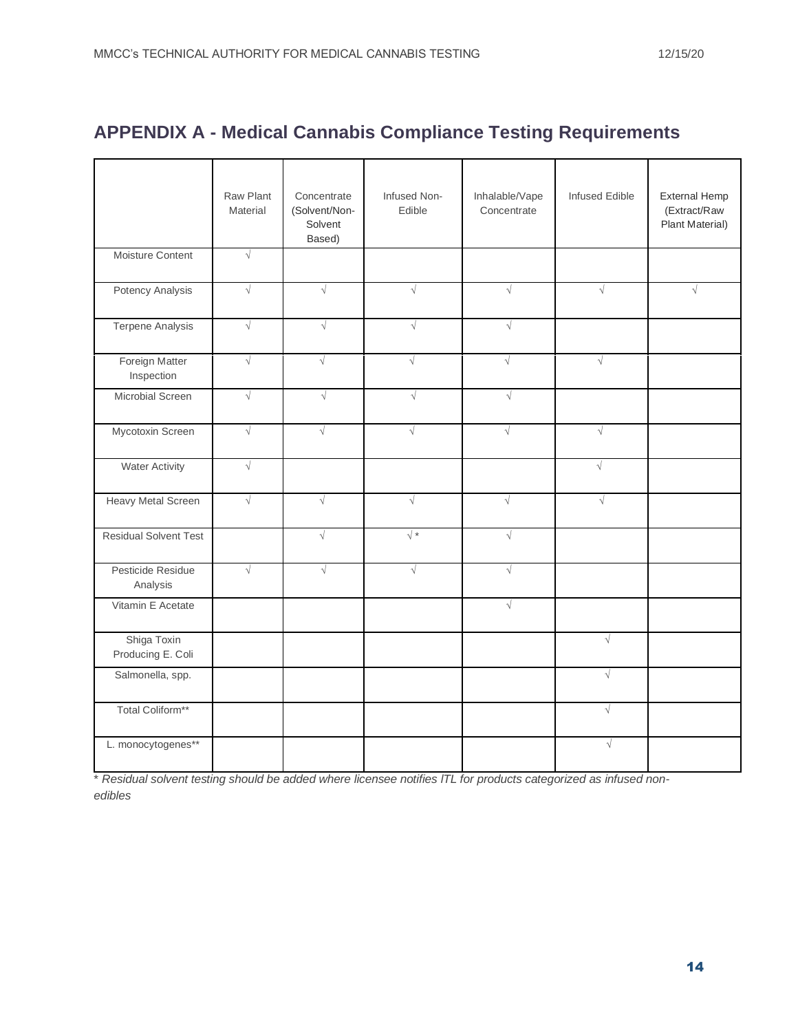## APPENDIX A - Medical Cannabis Compliance Testing Requirements

| | Raw Plant Material | Concentrate (Solvent/Non-Solvent Based) | Infused Non-Edible | Inhalable/Vape Concentrate | Infused Edible | External Hemp (Extract/Raw Plant Material) |
|---|---|---|---|---|---|---|
| Moisture Content | √ | | | | | |
| Potency Analysis | √ | √ | √ | √ | √ | √ |
| Terpene Analysis | √ | √ | √ | √ | | |
| Foreign Matter Inspection | √ | √ | √ | √ | √ | |
| Microbial Screen | √ | √ | √ | √ | | |
| Mycotoxin Screen | √ | √ | √ | √ | √ | |
| Water Activity | √ | | | | √ | |
| Heavy Metal Screen | √ | √ | √ | √ | √ | |
| Residual Solvent Test | | √ | √* | √ | | |
| Pesticide Residue Analysis | √ | √ | √ | √ | | |
| Vitamin E Acetate | | | | √ | | |
| Shiga Toxin Producing E. Coli | | | | | √ | |
| Salmonella, spp. | | | | | √ | |
| Total Coliform** | | | | | √ | |
| L. monocytogenes** | | | | | √ | |

*\* Residual solvent testing should be added where licensee notifies ITL for products categorized as infused non-edibles*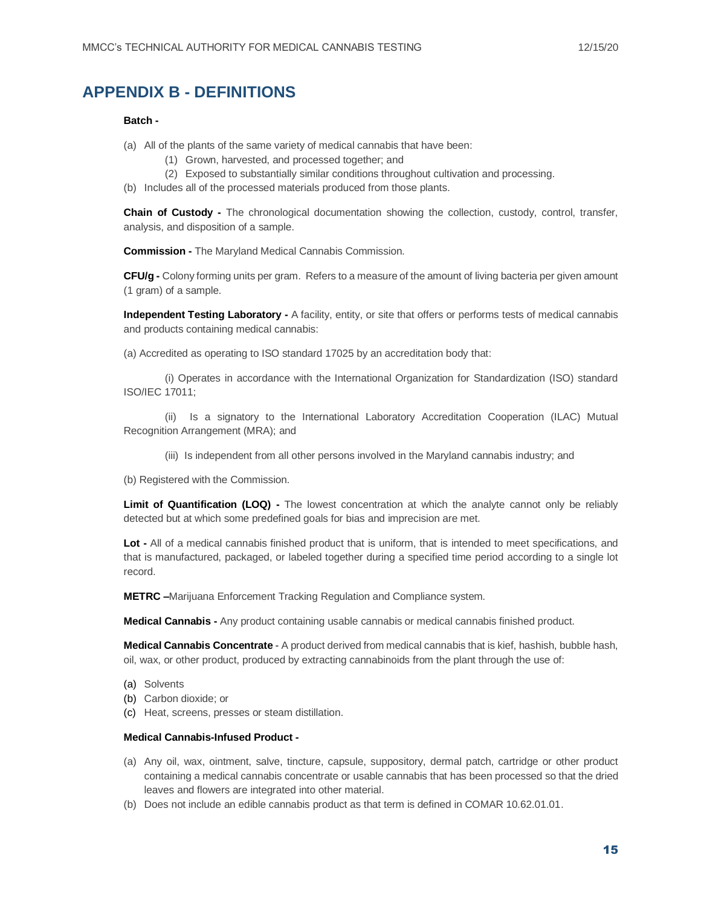# APPENDIX B - DEFINITIONS

**Batch -**

(a) All of the plants of the same variety of medical cannabis that have been:
    (1) Grown, harvested, and processed together; and
    (2) Exposed to substantially similar conditions throughout cultivation and processing.
(b) Includes all of the processed materials produced from those plants.

**Chain of Custody -** The chronological documentation showing the collection, custody, control, transfer, analysis, and disposition of a sample.

**Commission -** The Maryland Medical Cannabis Commission.

**CFU/g -** Colony forming units per gram. Refers to a measure of the amount of living bacteria per given amount (1 gram) of a sample.

**Independent Testing Laboratory -** A facility, entity, or site that offers or performs tests of medical cannabis and products containing medical cannabis:

(a) Accredited as operating to ISO standard 17025 by an accreditation body that:

(i) Operates in accordance with the International Organization for Standardization (ISO) standard ISO/IEC 17011;

(ii) Is a signatory to the International Laboratory Accreditation Cooperation (ILAC) Mutual Recognition Arrangement (MRA); and

(iii) Is independent from all other persons involved in the Maryland cannabis industry; and

(b) Registered with the Commission.

**Limit of Quantification (LOQ) -** The lowest concentration at which the analyte cannot only be reliably detected but at which some predefined goals for bias and imprecision are met.

**Lot -** All of a medical cannabis finished product that is uniform, that is intended to meet specifications, and that is manufactured, packaged, or labeled together during a specified time period according to a single lot record.

**METRC –**Marijuana Enforcement Tracking Regulation and Compliance system.

**Medical Cannabis -** Any product containing usable cannabis or medical cannabis finished product.

**Medical Cannabis Concentrate** - A product derived from medical cannabis that is kief, hashish, bubble hash, oil, wax, or other product, produced by extracting cannabinoids from the plant through the use of:

(a) Solvents
(b) Carbon dioxide; or
(c) Heat, screens, presses or steam distillation.

**Medical Cannabis-Infused Product -**

(a) Any oil, wax, ointment, salve, tincture, capsule, suppository, dermal patch, cartridge or other product containing a medical cannabis concentrate or usable cannabis that has been processed so that the dried leaves and flowers are integrated into other material.
(b) Does not include an edible cannabis product as that term is defined in COMAR 10.62.01.01.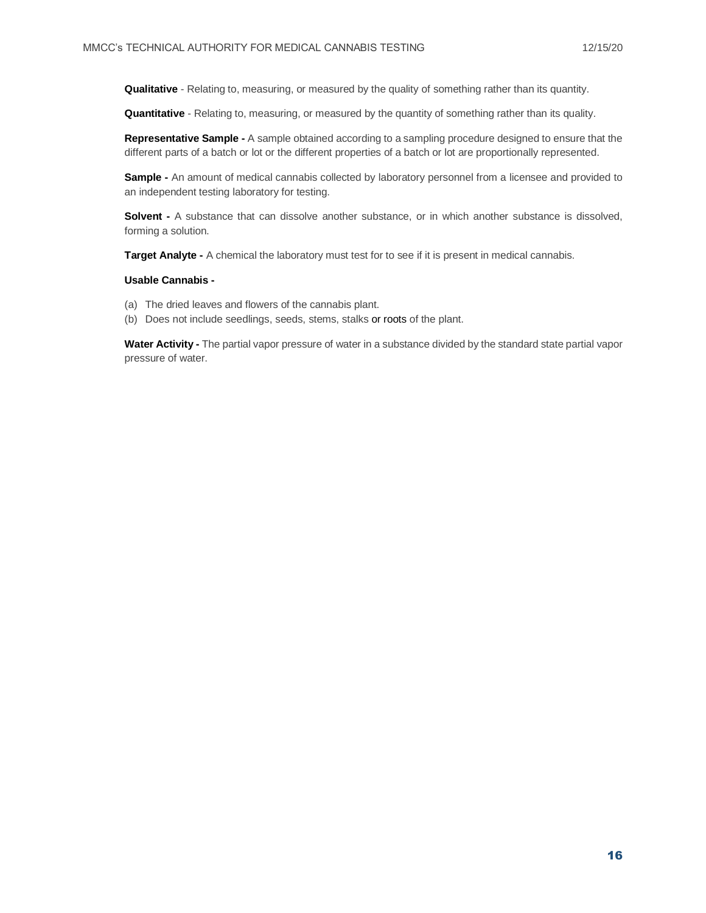**Qualitative** - Relating to, measuring, or measured by the quality of something rather than its quantity.

**Quantitative** - Relating to, measuring, or measured by the quantity of something rather than its quality.

**Representative Sample -** A sample obtained according to a sampling procedure designed to ensure that the different parts of a batch or lot or the different properties of a batch or lot are proportionally represented.

**Sample -** An amount of medical cannabis collected by laboratory personnel from a licensee and provided to an independent testing laboratory for testing.

**Solvent -** A substance that can dissolve another substance, or in which another substance is dissolved, forming a solution.

**Target Analyte -** A chemical the laboratory must test for to see if it is present in medical cannabis.

**Usable Cannabis -**

(a) The dried leaves and flowers of the cannabis plant.
(b) Does not include seedlings, seeds, stems, stalks or roots of the plant.

**Water Activity -** The partial vapor pressure of water in a substance divided by the standard state partial vapor pressure of water.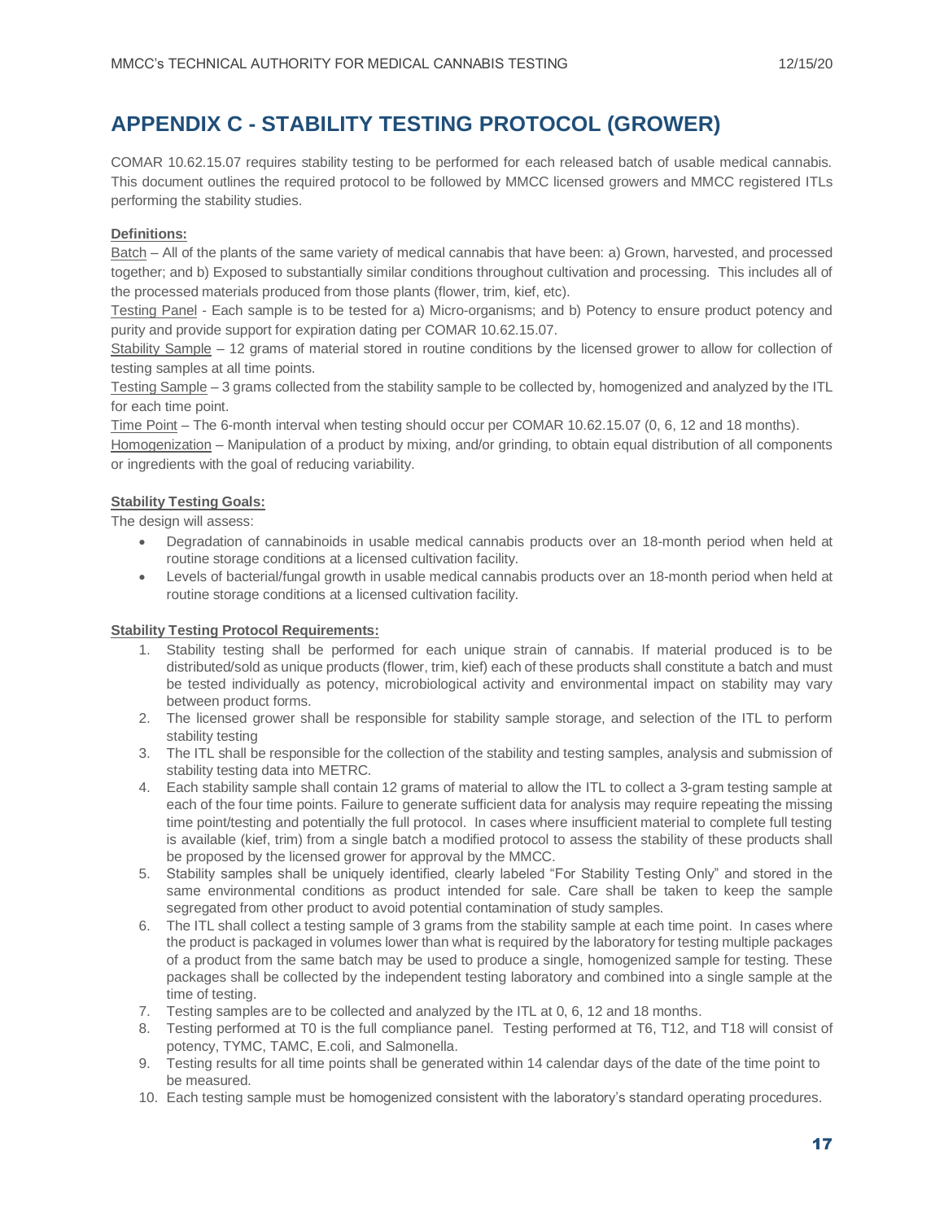# APPENDIX C - STABILITY TESTING PROTOCOL (GROWER)

COMAR 10.62.15.07 requires stability testing to be performed for each released batch of usable medical cannabis. This document outlines the required protocol to be followed by MMCC licensed growers and MMCC registered ITLs performing the stability studies.

**Definitions:**

Batch – All of the plants of the same variety of medical cannabis that have been: a) Grown, harvested, and processed together; and b) Exposed to substantially similar conditions throughout cultivation and processing. This includes all of the processed materials produced from those plants (flower, trim, kief, etc).

Testing Panel - Each sample is to be tested for a) Micro-organisms; and b) Potency to ensure product potency and purity and provide support for expiration dating per COMAR 10.62.15.07.

Stability Sample – 12 grams of material stored in routine conditions by the licensed grower to allow for collection of testing samples at all time points.

Testing Sample – 3 grams collected from the stability sample to be collected by, homogenized and analyzed by the ITL for each time point.

Time Point – The 6-month interval when testing should occur per COMAR 10.62.15.07 (0, 6, 12 and 18 months).

Homogenization – Manipulation of a product by mixing, and/or grinding, to obtain equal distribution of all components or ingredients with the goal of reducing variability.

**Stability Testing Goals:**

The design will assess:

- Degradation of cannabinoids in usable medical cannabis products over an 18-month period when held at routine storage conditions at a licensed cultivation facility.
- Levels of bacterial/fungal growth in usable medical cannabis products over an 18-month period when held at routine storage conditions at a licensed cultivation facility.

**Stability Testing Protocol Requirements:**

1. Stability testing shall be performed for each unique strain of cannabis. If material produced is to be distributed/sold as unique products (flower, trim, kief) each of these products shall constitute a batch and must be tested individually as potency, microbiological activity and environmental impact on stability may vary between product forms.
2. The licensed grower shall be responsible for stability sample storage, and selection of the ITL to perform stability testing
3. The ITL shall be responsible for the collection of the stability and testing samples, analysis and submission of stability testing data into METRC.
4. Each stability sample shall contain 12 grams of material to allow the ITL to collect a 3-gram testing sample at each of the four time points. Failure to generate sufficient data for analysis may require repeating the missing time point/testing and potentially the full protocol. In cases where insufficient material to complete full testing is available (kief, trim) from a single batch a modified protocol to assess the stability of these products shall be proposed by the licensed grower for approval by the MMCC.
5. Stability samples shall be uniquely identified, clearly labeled "For Stability Testing Only" and stored in the same environmental conditions as product intended for sale. Care shall be taken to keep the sample segregated from other product to avoid potential contamination of study samples.
6. The ITL shall collect a testing sample of 3 grams from the stability sample at each time point. In cases where the product is packaged in volumes lower than what is required by the laboratory for testing multiple packages of a product from the same batch may be used to produce a single, homogenized sample for testing. These packages shall be collected by the independent testing laboratory and combined into a single sample at the time of testing.
7. Testing samples are to be collected and analyzed by the ITL at 0, 6, 12 and 18 months.
8. Testing performed at T0 is the full compliance panel. Testing performed at T6, T12, and T18 will consist of potency, TYMC, TAMC, E.coli, and Salmonella.
9. Testing results for all time points shall be generated within 14 calendar days of the date of the time point to be measured.
10. Each testing sample must be homogenized consistent with the laboratory's standard operating procedures.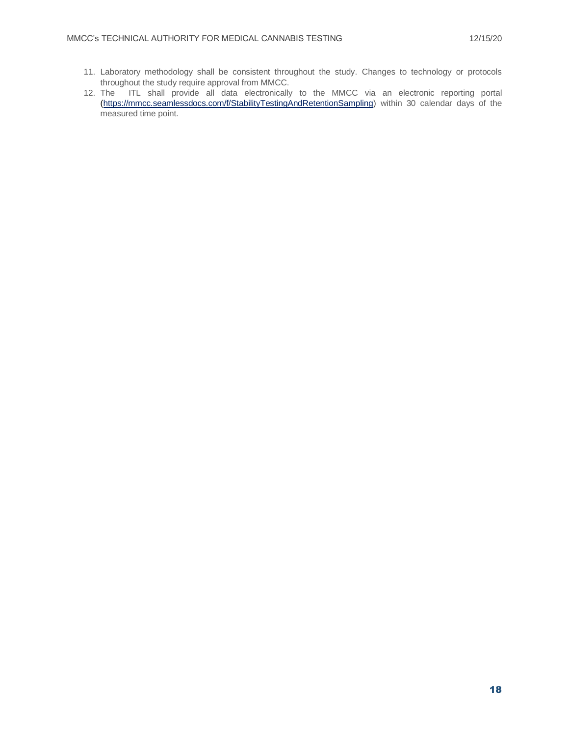11. Laboratory methodology shall be consistent throughout the study. Changes to technology or protocols throughout the study require approval from MMCC.
12. The ITL shall provide all data electronically to the MMCC via an electronic reporting portal (https://mmcc.seamlessdocs.com/f/StabilityTestingAndRetentionSampling) within 30 calendar days of the measured time point.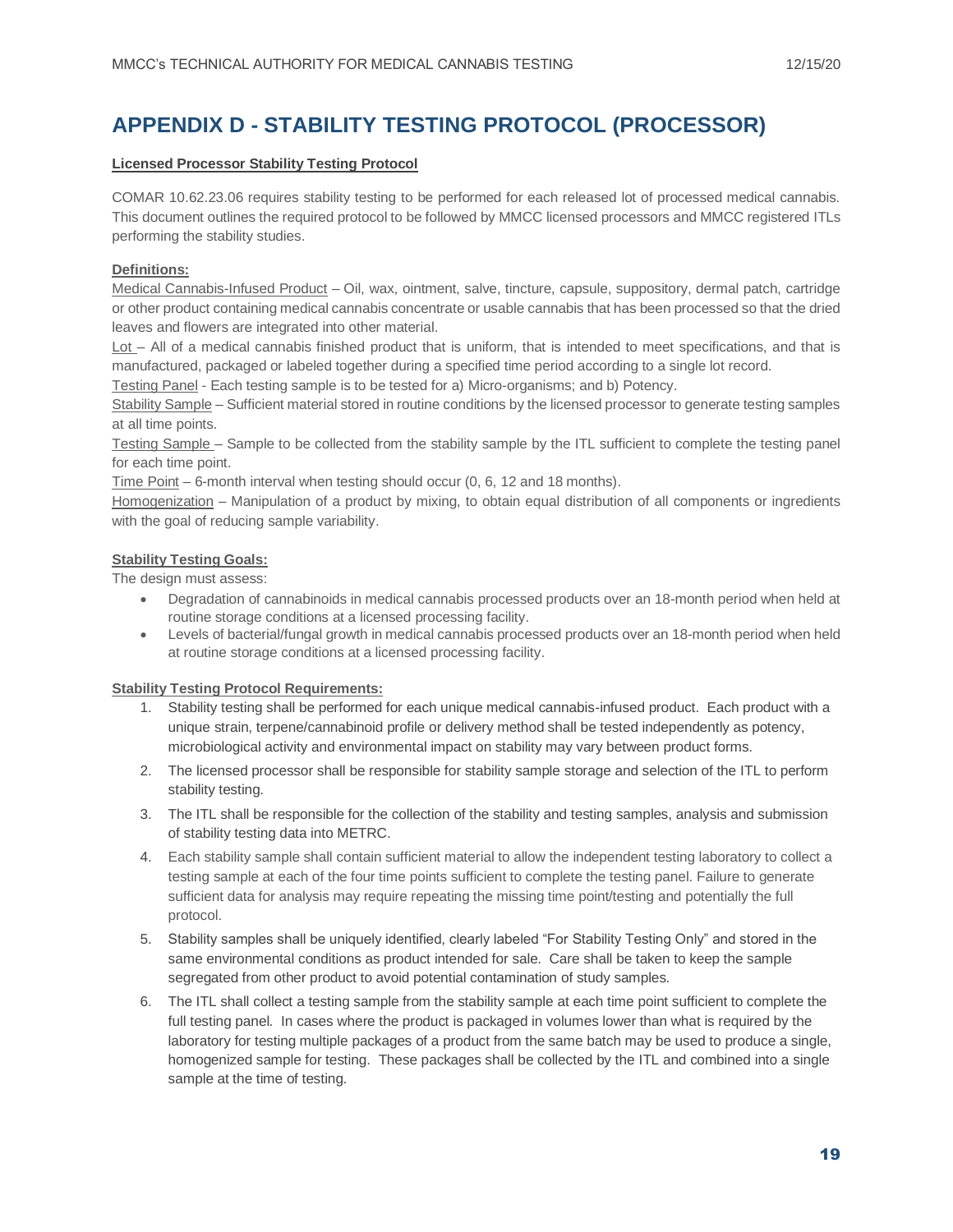# APPENDIX D - STABILITY TESTING PROTOCOL (PROCESSOR)

**Licensed Processor Stability Testing Protocol**

COMAR 10.62.23.06 requires stability testing to be performed for each released lot of processed medical cannabis. This document outlines the required protocol to be followed by MMCC licensed processors and MMCC registered ITLs performing the stability studies.

**Definitions:**

Medical Cannabis-Infused Product – Oil, wax, ointment, salve, tincture, capsule, suppository, dermal patch, cartridge or other product containing medical cannabis concentrate or usable cannabis that has been processed so that the dried leaves and flowers are integrated into other material.

Lot – All of a medical cannabis finished product that is uniform, that is intended to meet specifications, and that is manufactured, packaged or labeled together during a specified time period according to a single lot record.

Testing Panel - Each testing sample is to be tested for a) Micro-organisms; and b) Potency.

Stability Sample – Sufficient material stored in routine conditions by the licensed processor to generate testing samples at all time points.

Testing Sample – Sample to be collected from the stability sample by the ITL sufficient to complete the testing panel for each time point.

Time Point – 6-month interval when testing should occur (0, 6, 12 and 18 months).

Homogenization – Manipulation of a product by mixing, to obtain equal distribution of all components or ingredients with the goal of reducing sample variability.

**Stability Testing Goals:**

The design must assess:

- Degradation of cannabinoids in medical cannabis processed products over an 18-month period when held at routine storage conditions at a licensed processing facility.
- Levels of bacterial/fungal growth in medical cannabis processed products over an 18-month period when held at routine storage conditions at a licensed processing facility.

**Stability Testing Protocol Requirements:**

1. Stability testing shall be performed for each unique medical cannabis-infused product. Each product with a unique strain, terpene/cannabinoid profile or delivery method shall be tested independently as potency, microbiological activity and environmental impact on stability may vary between product forms.
2. The licensed processor shall be responsible for stability sample storage and selection of the ITL to perform stability testing.
3. The ITL shall be responsible for the collection of the stability and testing samples, analysis and submission of stability testing data into METRC.
4. Each stability sample shall contain sufficient material to allow the independent testing laboratory to collect a testing sample at each of the four time points sufficient to complete the testing panel. Failure to generate sufficient data for analysis may require repeating the missing time point/testing and potentially the full protocol.
5. Stability samples shall be uniquely identified, clearly labeled "For Stability Testing Only" and stored in the same environmental conditions as product intended for sale. Care shall be taken to keep the sample segregated from other product to avoid potential contamination of study samples.
6. The ITL shall collect a testing sample from the stability sample at each time point sufficient to complete the full testing panel. In cases where the product is packaged in volumes lower than what is required by the laboratory for testing multiple packages of a product from the same batch may be used to produce a single, homogenized sample for testing. These packages shall be collected by the ITL and combined into a single sample at the time of testing.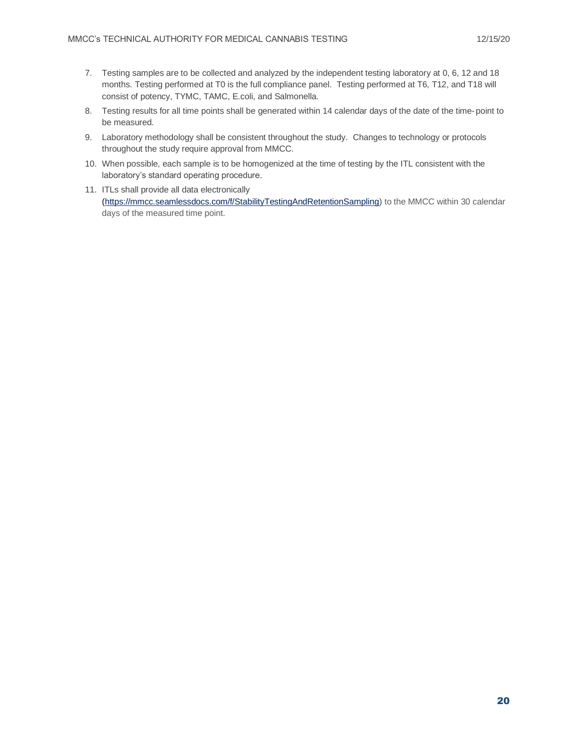7. Testing samples are to be collected and analyzed by the independent testing laboratory at 0, 6, 12 and 18 months. Testing performed at T0 is the full compliance panel. Testing performed at T6, T12, and T18 will consist of potency, TYMC, TAMC, E.coli, and Salmonella.
8. Testing results for all time points shall be generated within 14 calendar days of the date of the time-point to be measured.
9. Laboratory methodology shall be consistent throughout the study. Changes to technology or protocols throughout the study require approval from MMCC.
10. When possible, each sample is to be homogenized at the time of testing by the ITL consistent with the laboratory's standard operating procedure.
11. ITLs shall provide all data electronically (https://mmcc.seamlessdocs.com/f/StabilityTestingAndRetentionSampling) to the MMCC within 30 calendar days of the measured time point.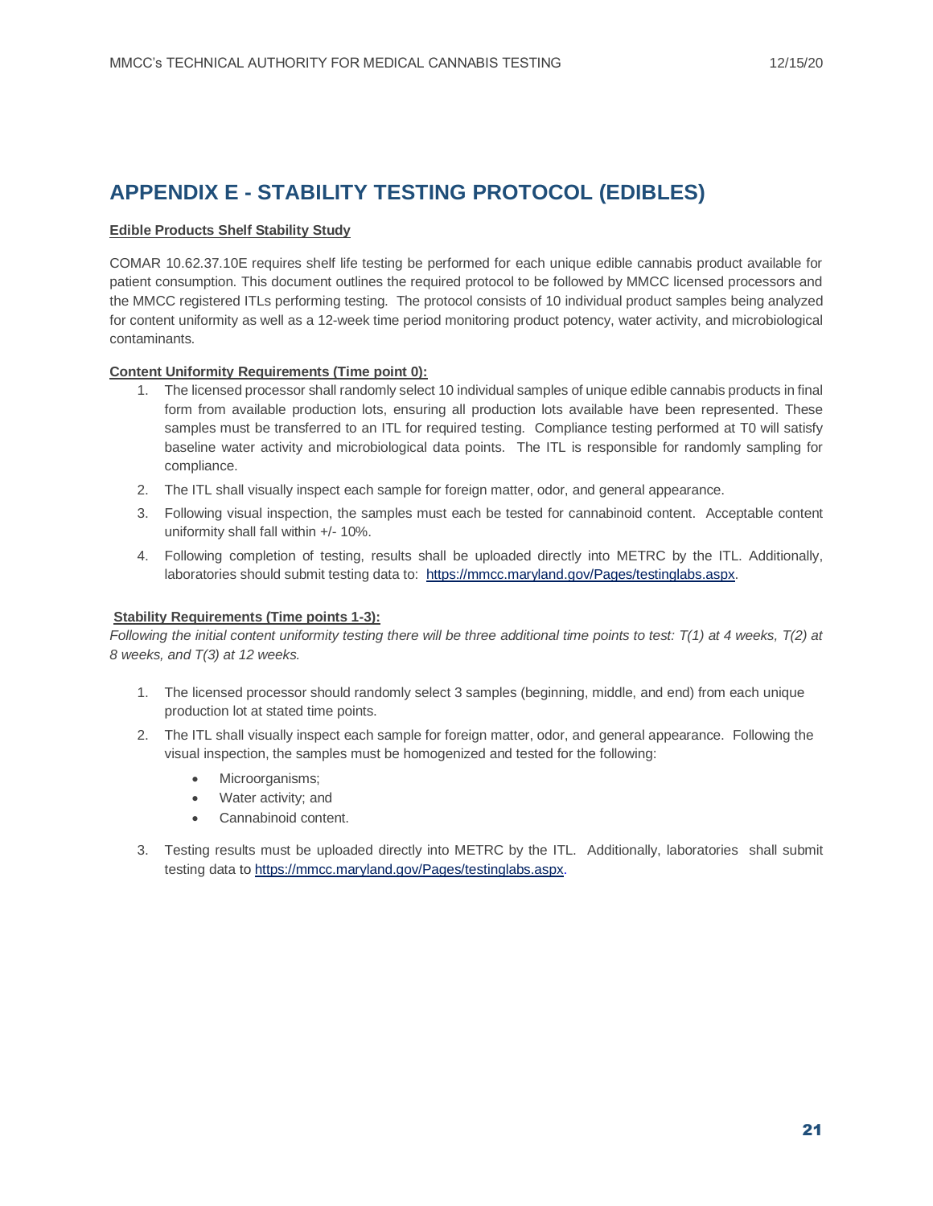# APPENDIX E - STABILITY TESTING PROTOCOL (EDIBLES)

**Edible Products Shelf Stability Study**

COMAR 10.62.37.10E requires shelf life testing be performed for each unique edible cannabis product available for patient consumption. This document outlines the required protocol to be followed by MMCC licensed processors and the MMCC registered ITLs performing testing. The protocol consists of 10 individual product samples being analyzed for content uniformity as well as a 12-week time period monitoring product potency, water activity, and microbiological contaminants.

**Content Uniformity Requirements (Time point 0):**

1. The licensed processor shall randomly select 10 individual samples of unique edible cannabis products in final form from available production lots, ensuring all production lots available have been represented. These samples must be transferred to an ITL for required testing. Compliance testing performed at T0 will satisfy baseline water activity and microbiological data points. The ITL is responsible for randomly sampling for compliance.
2. The ITL shall visually inspect each sample for foreign matter, odor, and general appearance.
3. Following visual inspection, the samples must each be tested for cannabinoid content. Acceptable content uniformity shall fall within +/- 10%.
4. Following completion of testing, results shall be uploaded directly into METRC by the ITL. Additionally, laboratories should submit testing data to: https://mmcc.maryland.gov/Pages/testinglabs.aspx.

**Stability Requirements (Time points 1-3):**

*Following the initial content uniformity testing there will be three additional time points to test: T(1) at 4 weeks, T(2) at 8 weeks, and T(3) at 12 weeks.*

1. The licensed processor should randomly select 3 samples (beginning, middle, and end) from each unique production lot at stated time points.
2. The ITL shall visually inspect each sample for foreign matter, odor, and general appearance. Following the visual inspection, the samples must be homogenized and tested for the following:
   - Microorganisms;
   - Water activity; and
   - Cannabinoid content.
3. Testing results must be uploaded directly into METRC by the ITL. Additionally, laboratories shall submit testing data to https://mmcc.maryland.gov/Pages/testinglabs.aspx.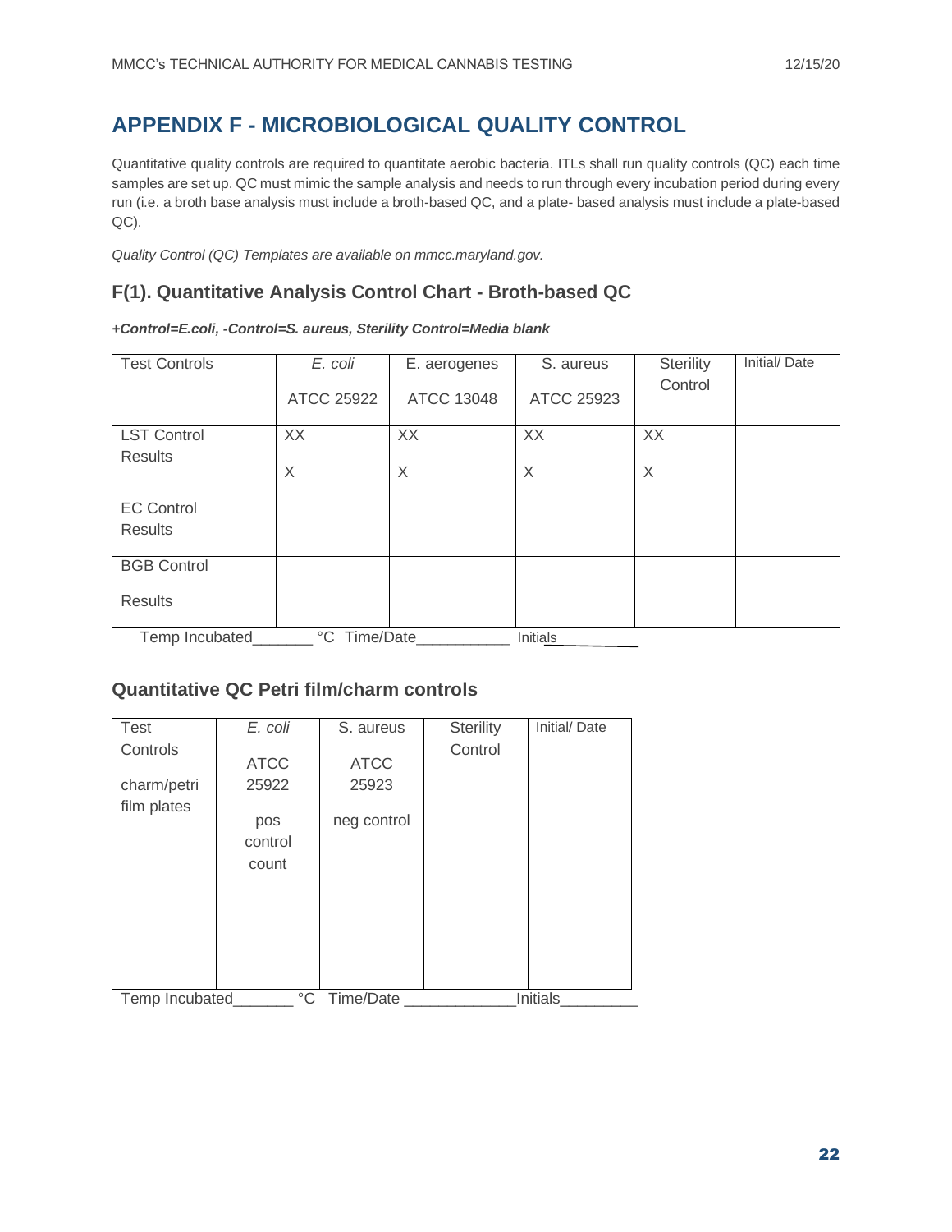# APPENDIX F - MICROBIOLOGICAL QUALITY CONTROL

Quantitative quality controls are required to quantitate aerobic bacteria. ITLs shall run quality controls (QC) each time samples are set up. QC must mimic the sample analysis and needs to run through every incubation period during every run (i.e. a broth base analysis must include a broth-based QC, and a plate- based analysis must include a plate-based QC).

*Quality Control (QC) Templates are available on mmcc.maryland.gov.*

## F(1). Quantitative Analysis Control Chart - Broth-based QC

***+Control=E.coli, -Control=S. aureus, Sterility Control=Media blank***

| Test Controls | | *E. coli* ATCC 25922 | E. aerogenes ATCC 13048 | S. aureus ATCC 25923 | Sterility Control | Initial/ Date |
|---|---|---|---|---|---|---|
| LST Control Results | | XX | XX | XX | XX | |
| | | X | X | X | X | |
| EC Control Results | | | | | | |
| BGB Control Results | | | | | | |

Temp Incubated_______ °C Time/Date___________ Initials___________

## Quantitative QC Petri film/charm controls

| Test Controls charm/petri film plates | *E. coli* ATCC 25922 pos control count | S. aureus ATCC 25923 neg control | Sterility Control | Initial/ Date |
|---|---|---|---|---|
| | | | | |

Temp Incubated_______ °C Time/Date _____________Initials_________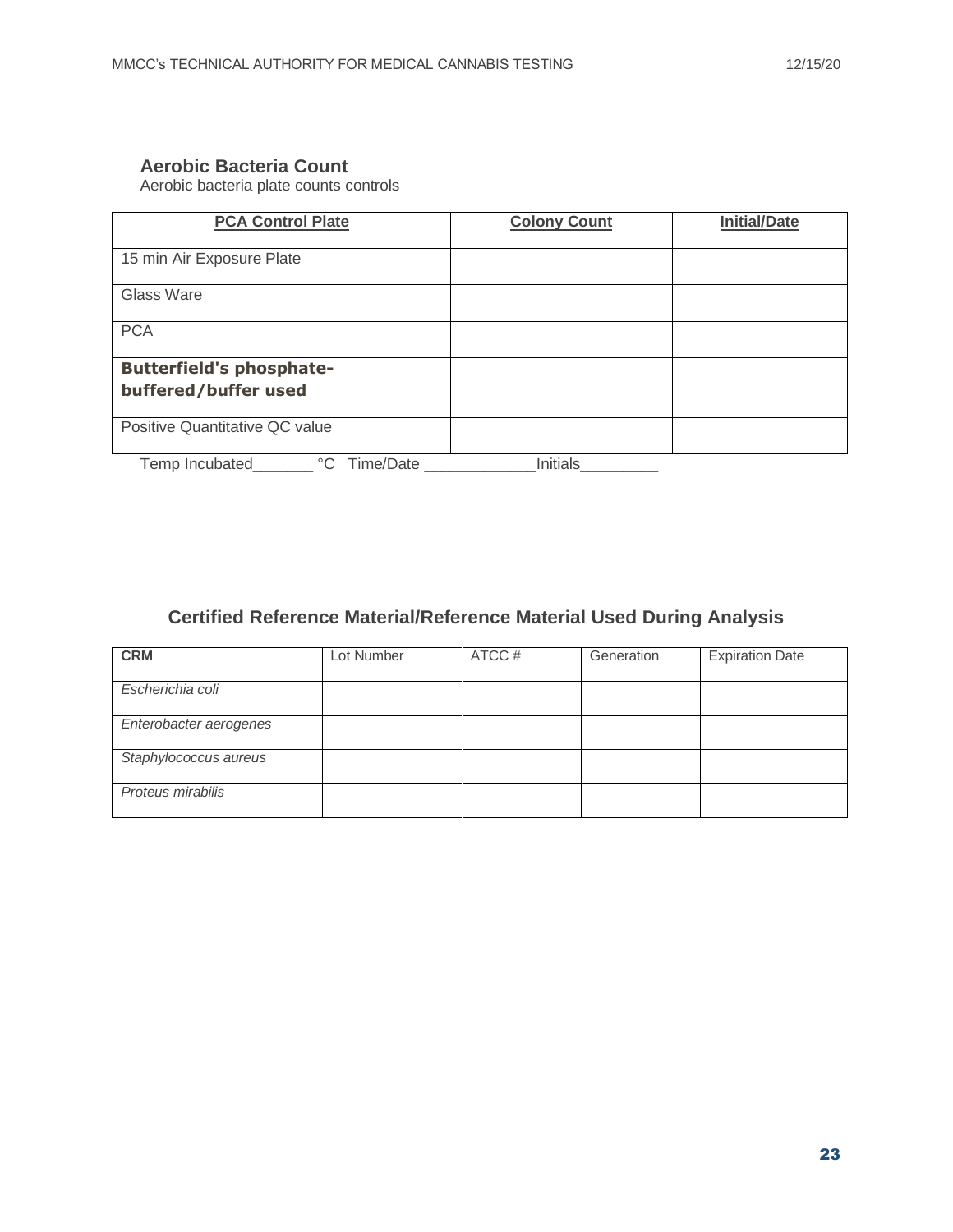## Aerobic Bacteria Count

Aerobic bacteria plate counts controls

| PCA Control Plate | Colony Count | Initial/Date |
| --- | --- | --- |
| 15 min Air Exposure Plate | | |
| Glass Ware | | |
| PCA | | |
| **Butterfield's phosphate-buffered/buffer used** | | |
| Positive Quantitative QC value | | |

Temp Incubated_______ °C Time/Date _____________Initials_________

## Certified Reference Material/Reference Material Used During Analysis

| CRM | Lot Number | ATCC # | Generation | Expiration Date |
| --- | --- | --- | --- | --- |
| *Escherichia coli* | | | | |
| *Enterobacter aerogenes* | | | | |
| *Staphylococcus aureus* | | | | |
| *Proteus mirabilis* | | | | |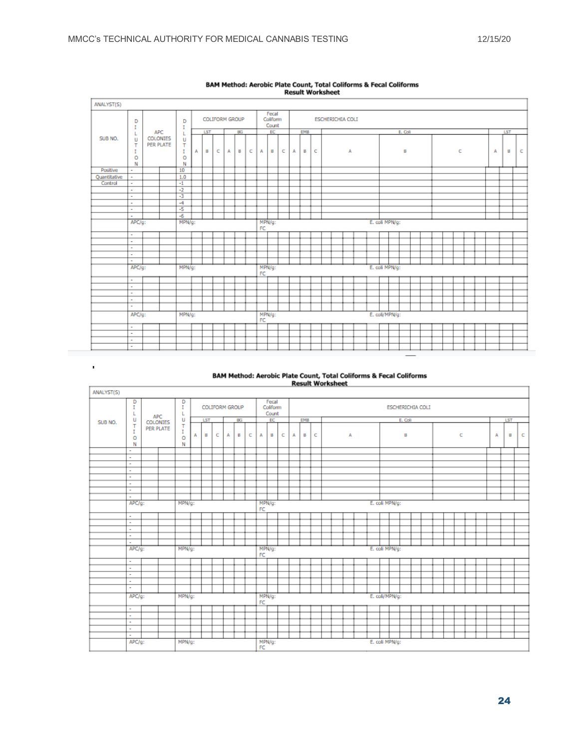## BAM Method: Aerobic Plate Count, Total Coliforms & Fecal Coliforms Result Worksheet

| ANALYST(S) | | | | | | | | | | | | | | | | | | | | | | |
|---|---|---|---|---|---|---|---|---|---|---|---|---|---|---|---|---|---|---|---|---|---|---|
| SUB NO. | DILUTION | APC COLONIES PER PLATE | | DILUTION | COLIFORM GROUP | | | | | | Fecal Coliform Count | | | ESCHERICHIA COLI | | | | | | | | |
| | | | | | LST | | | BG | | | EC | | | EMB | | | E. Coli | | | LST | | |
| | | | | | A | B | C | A | B | C | A | B | C | A | B | C | A | B | C | A | B | C |
| Positive Quantitative Control | - | | | 10 | | | | | | | | | | | | | | | | | | |
| | - | | | 1.0 | | | | | | | | | | | | | | | | | | |
| | - | | | -1 | | | | | | | | | | | | | | | | | | |
| | - | | | -2 | | | | | | | | | | | | | | | | | | |
| | - | | | -3 | | | | | | | | | | | | | | | | | | |
| | - | | | -4 | | | | | | | | | | | | | | | | | | |
| | - | | | -5 | | | | | | | | | | | | | | | | | | |
| | - | | | -6 | | | | | | | | | | | | | | | | | | |
| | APC/g: | | | MPN/g: | | | | | | | MPN/g: FC | | | | | | E. coli MPN/g: | | | | | |
| | - | | | | | | | | | | | | | | | | | | | | | |
| | - | | | | | | | | | | | | | | | | | | | | | |
| | - | | | | | | | | | | | | | | | | | | | | | |
| | - | | | | | | | | | | | | | | | | | | | | | |
| | - | | | | | | | | | | | | | | | | | | | | | |
| | APC/g: | | | MPN/g: | | | | | | | MPN/g: FC | | | | | | E. coli MPN/g: | | | | | |
| | - | | | | | | | | | | | | | | | | | | | | | |
| | - | | | | | | | | | | | | | | | | | | | | | |
| | - | | | | | | | | | | | | | | | | | | | | | |
| | - | | | | | | | | | | | | | | | | | | | | | |
| | - | | | | | | | | | | | | | | | | | | | | | |
| | APC/g: | | | MPN/g: | | | | | | | MPN/g: FC | | | | | | E. coli/MPN/g: | | | | | |
| | - | | | | | | | | | | | | | | | | | | | | | |
| | - | | | | | | | | | | | | | | | | | | | | | |
| | - | | | | | | | | | | | | | | | | | | | | | |
| | - | | | | | | | | | | | | | | | | | | | | | |

## BAM Method: Aerobic Plate Count, Total Coliforms & Fecal Coliforms Result Worksheet

| ANALYST(S) | | | | | | | | | | | | | | | | | | | | | | |
|---|---|---|---|---|---|---|---|---|---|---|---|---|---|---|---|---|---|---|---|---|---|---|
| SUB NO. | DILUTION | APC COLONIES PER PLATE | | DILUTION | COLIFORM GROUP | | | | | | Fecal Coliform Count | | | ESCHERICHIA COLI | | | | | | | | |
| | | | | | LST | | | BG | | | EC | | | EMB | | | E. Coli | | | LST | | |
| | | | | | A | B | C | A | B | C | A | B | C | A | B | C | A | B | C | A | B | C |
| | - | | | | | | | | | | | | | | | | | | | | | |
| | - | | | | | | | | | | | | | | | | | | | | | |
| | - | | | | | | | | | | | | | | | | | | | | | |
| | - | | | | | | | | | | | | | | | | | | | | | |
| | - | | | | | | | | | | | | | | | | | | | | | |
| | - | | | | | | | | | | | | | | | | | | | | | |
| | - | | | | | | | | | | | | | | | | | | | | | |
| | - | | | | | | | | | | | | | | | | | | | | | |
| | APC/g: | | | MPN/g: | | | | | | | MPN/g: FC | | | | | | E. coli MPN/g: | | | | | |
| | - | | | | | | | | | | | | | | | | | | | | | |
| | - | | | | | | | | | | | | | | | | | | | | | |
| | - | | | | | | | | | | | | | | | | | | | | | |
| | - | | | | | | | | | | | | | | | | | | | | | |
| | - | | | | | | | | | | | | | | | | | | | | | |
| | APC/g: | | | MPN/g: | | | | | | | MPN/g: FC | | | | | | E. coli MPN/g: | | | | | |
| | - | | | | | | | | | | | | | | | | | | | | | |
| | - | | | | | | | | | | | | | | | | | | | | | |
| | - | | | | | | | | | | | | | | | | | | | | | |
| | - | | | | | | | | | | | | | | | | | | | | | |
| | - | | | | | | | | | | | | | | | | | | | | | |
| | APC/g: | | | MPN/g: | | | | | | | MPN/g: FC | | | | | | E. coli/MPN/g: | | | | | |
| | - | | | | | | | | | | | | | | | | | | | | | |
| | - | | | | | | | | | | | | | | | | | | | | | |
| | - | | | | | | | | | | | | | | | | | | | | | |
| | - | | | | | | | | | | | | | | | | | | | | | |
| | - | | | | | | | | | | | | | | | | | | | | | |
| | APC/g: | | | MPN/g: | | | | | | | MPN/g: FC | | | | | | E. coli MPN/g: | | | | | |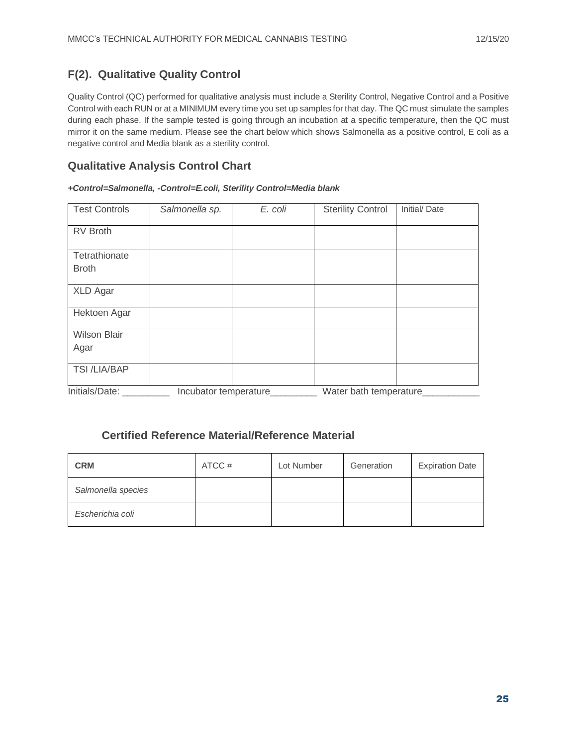## F(2). Qualitative Quality Control

Quality Control (QC) performed for qualitative analysis must include a Sterility Control, Negative Control and a Positive Control with each RUN or at a MINIMUM every time you set up samples for that day. The QC must simulate the samples during each phase. If the sample tested is going through an incubation at a specific temperature, then the QC must mirror it on the same medium. Please see the chart below which shows Salmonella as a positive control, E coli as a negative control and Media blank as a sterility control.

## Qualitative Analysis Control Chart

***+Control=Salmonella, -Control=E.coli, Sterility Control=Media blank***

| Test Controls | *Salmonella sp.* | *E. coli* | Sterility Control | Initial/ Date |
|---|---|---|---|---|
| RV Broth | | | | |
| Tetrathionate Broth | | | | |
| XLD Agar | | | | |
| Hektoen Agar | | | | |
| Wilson Blair Agar | | | | |
| TSI /LIA/BAP | | | | |

Initials/Date: _________ Incubator temperature_________ Water bath temperature___________

### Certified Reference Material/Reference Material

| CRM | ATCC # | Lot Number | Generation | Expiration Date |
|---|---|---|---|---|
| *Salmonella species* | | | | |
| *Escherichia coli* | | | | |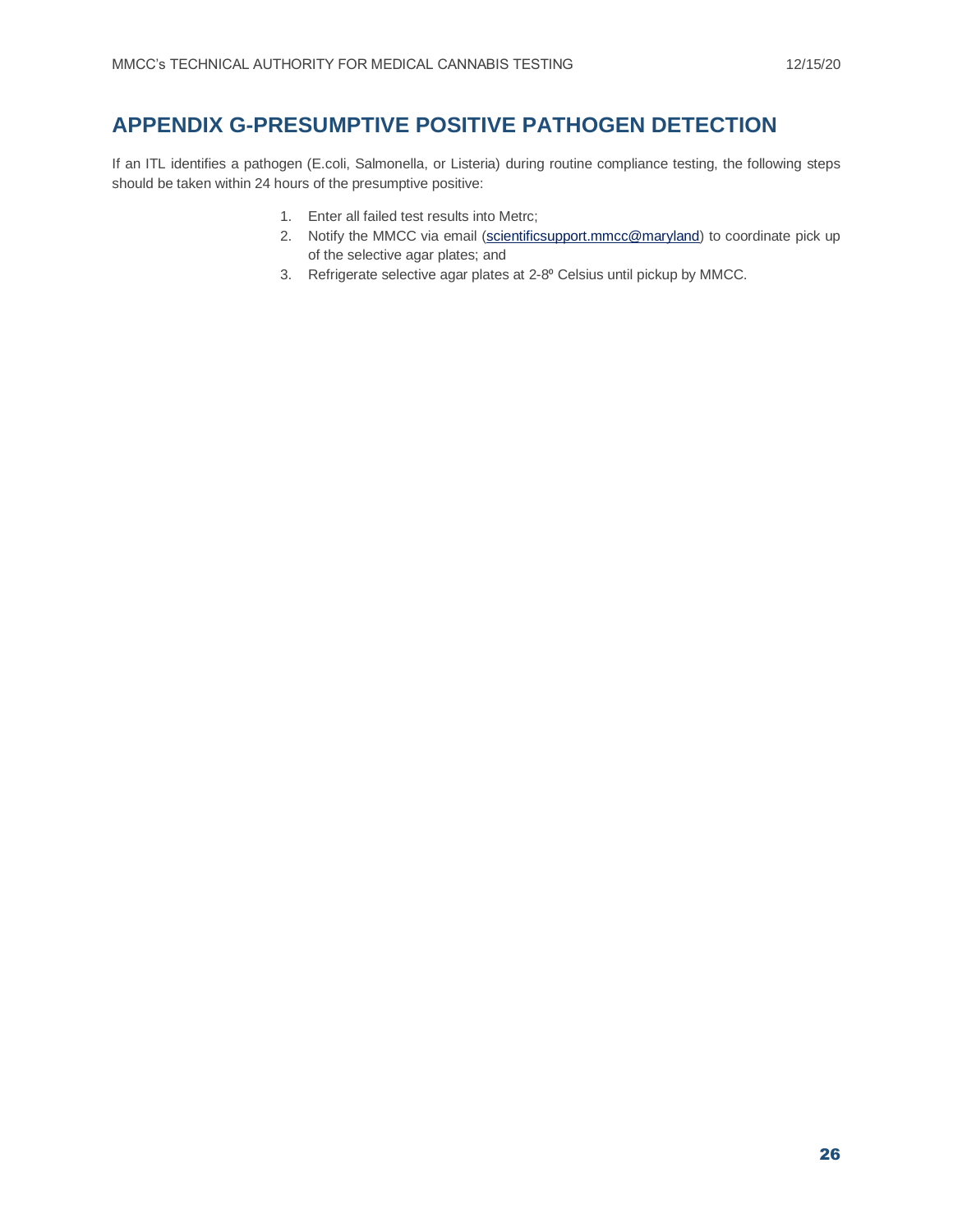# APPENDIX G-PRESUMPTIVE POSITIVE PATHOGEN DETECTION

If an ITL identifies a pathogen (E.coli, Salmonella, or Listeria) during routine compliance testing, the following steps should be taken within 24 hours of the presumptive positive:

1. Enter all failed test results into Metrc;
2. Notify the MMCC via email (scientificsupport.mmcc@maryland) to coordinate pick up of the selective agar plates; and
3. Refrigerate selective agar plates at 2-8º Celsius until pickup by MMCC.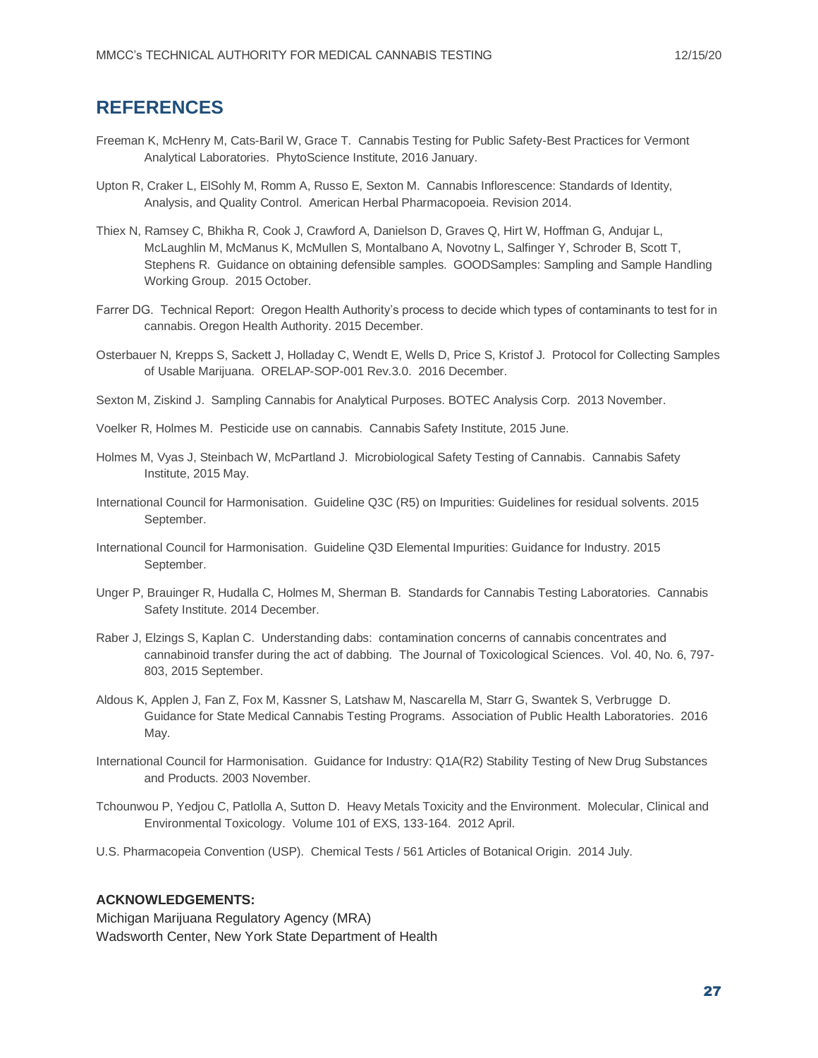## REFERENCES

Freeman K, McHenry M, Cats-Baril W, Grace T. Cannabis Testing for Public Safety-Best Practices for Vermont Analytical Laboratories. PhytoScience Institute, 2016 January.

Upton R, Craker L, ElSohly M, Romm A, Russo E, Sexton M. Cannabis Inflorescence: Standards of Identity, Analysis, and Quality Control. American Herbal Pharmacopoeia. Revision 2014.

Thiex N, Ramsey C, Bhikha R, Cook J, Crawford A, Danielson D, Graves Q, Hirt W, Hoffman G, Andujar L, McLaughlin M, McManus K, McMullen S, Montalbano A, Novotny L, Salfinger Y, Schroder B, Scott T, Stephens R. Guidance on obtaining defensible samples. GOODSamples: Sampling and Sample Handling Working Group. 2015 October.

Farrer DG. Technical Report: Oregon Health Authority's process to decide which types of contaminants to test for in cannabis. Oregon Health Authority. 2015 December.

Osterbauer N, Krepps S, Sackett J, Holladay C, Wendt E, Wells D, Price S, Kristof J. Protocol for Collecting Samples of Usable Marijuana. ORELAP-SOP-001 Rev.3.0. 2016 December.

Sexton M, Ziskind J. Sampling Cannabis for Analytical Purposes. BOTEC Analysis Corp. 2013 November.

Voelker R, Holmes M. Pesticide use on cannabis. Cannabis Safety Institute, 2015 June.

Holmes M, Vyas J, Steinbach W, McPartland J. Microbiological Safety Testing of Cannabis. Cannabis Safety Institute, 2015 May.

International Council for Harmonisation. Guideline Q3C (R5) on Impurities: Guidelines for residual solvents. 2015 September.

International Council for Harmonisation. Guideline Q3D Elemental Impurities: Guidance for Industry. 2015 September.

Unger P, Brauinger R, Hudalla C, Holmes M, Sherman B. Standards for Cannabis Testing Laboratories. Cannabis Safety Institute. 2014 December.

Raber J, Elzings S, Kaplan C. Understanding dabs: contamination concerns of cannabis concentrates and cannabinoid transfer during the act of dabbing. The Journal of Toxicological Sciences. Vol. 40, No. 6, 797-803, 2015 September.

Aldous K, Applen J, Fan Z, Fox M, Kassner S, Latshaw M, Nascarella M, Starr G, Swantek S, Verbrugge D. Guidance for State Medical Cannabis Testing Programs. Association of Public Health Laboratories. 2016 May.

International Council for Harmonisation. Guidance for Industry: Q1A(R2) Stability Testing of New Drug Substances and Products. 2003 November.

Tchounwou P, Yedjou C, Patlolla A, Sutton D. Heavy Metals Toxicity and the Environment. Molecular, Clinical and Environmental Toxicology. Volume 101 of EXS, 133-164. 2012 April.

U.S. Pharmacopeia Convention (USP). Chemical Tests / 561 Articles of Botanical Origin. 2014 July.

**ACKNOWLEDGEMENTS:**

Michigan Marijuana Regulatory Agency (MRA)
Wadsworth Center, New York State Department of Health